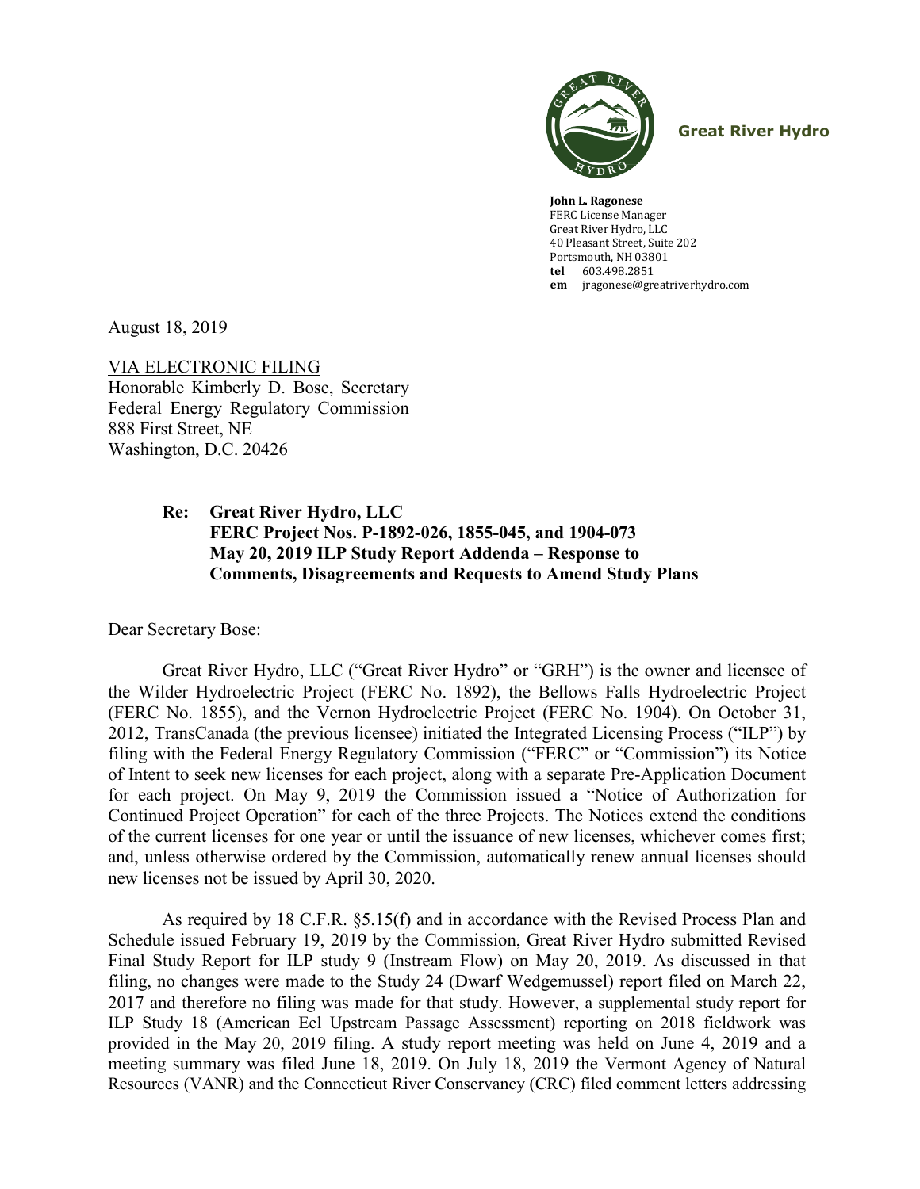**Great River Hydro**

**John L. Ragonese**
FERC License Manager
Great River Hydro, LLC
40 Pleasant Street, Suite 202
Portsmouth, NH 03801
**tel** 603.498.2851
**em** jragonese@greatriverhydro.com

August 18, 2019

VIA ELECTRONIC FILING
Honorable Kimberly D. Bose, Secretary
Federal Energy Regulatory Commission
888 First Street, NE
Washington, D.C. 20426

**Re: Great River Hydro, LLC**
**FERC Project Nos. P-1892-026, 1855-045, and 1904-073**
**May 20, 2019 ILP Study Report Addenda – Response to Comments, Disagreements and Requests to Amend Study Plans**

Dear Secretary Bose:

Great River Hydro, LLC ("Great River Hydro" or "GRH") is the owner and licensee of the Wilder Hydroelectric Project (FERC No. 1892), the Bellows Falls Hydroelectric Project (FERC No. 1855), and the Vernon Hydroelectric Project (FERC No. 1904). On October 31, 2012, TransCanada (the previous licensee) initiated the Integrated Licensing Process ("ILP") by filing with the Federal Energy Regulatory Commission ("FERC" or "Commission") its Notice of Intent to seek new licenses for each project, along with a separate Pre-Application Document for each project. On May 9, 2019 the Commission issued a "Notice of Authorization for Continued Project Operation" for each of the three Projects. The Notices extend the conditions of the current licenses for one year or until the issuance of new licenses, whichever comes first; and, unless otherwise ordered by the Commission, automatically renew annual licenses should new licenses not be issued by April 30, 2020.

As required by 18 C.F.R. §5.15(f) and in accordance with the Revised Process Plan and Schedule issued February 19, 2019 by the Commission, Great River Hydro submitted Revised Final Study Report for ILP study 9 (Instream Flow) on May 20, 2019. As discussed in that filing, no changes were made to the Study 24 (Dwarf Wedgemussel) report filed on March 22, 2017 and therefore no filing was made for that study. However, a supplemental study report for ILP Study 18 (American Eel Upstream Passage Assessment) reporting on 2018 fieldwork was provided in the May 20, 2019 filing. A study report meeting was held on June 4, 2019 and a meeting summary was filed June 18, 2019. On July 18, 2019 the Vermont Agency of Natural Resources (VANR) and the Connecticut River Conservancy (CRC) filed comment letters addressing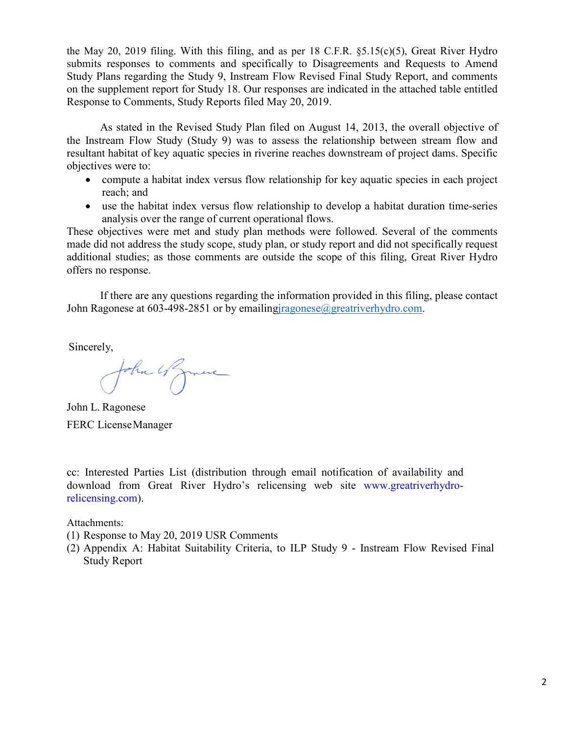the May 20, 2019 filing. With this filing, and as per 18 C.F.R. §5.15(c)(5), Great River Hydro submits responses to comments and specifically to Disagreements and Requests to Amend Study Plans regarding the Study 9, Instream Flow Revised Final Study Report, and comments on the supplement report for Study 18. Our responses are indicated in the attached table entitled Response to Comments, Study Reports filed May 20, 2019.

As stated in the Revised Study Plan filed on August 14, 2013, the overall objective of the Instream Flow Study (Study 9) was to assess the relationship between stream flow and resultant habitat of key aquatic species in riverine reaches downstream of project dams. Specific objectives were to:

- compute a habitat index versus flow relationship for key aquatic species in each project reach; and
- use the habitat index versus flow relationship to develop a habitat duration time-series analysis over the range of current operational flows.

These objectives were met and study plan methods were followed. Several of the comments made did not address the study scope, study plan, or study report and did not specifically request additional studies; as those comments are outside the scope of this filing, Great River Hydro offers no response.

If there are any questions regarding the information provided in this filing, please contact John Ragonese at 603-498-2851 or by emailing jragonese@greatriverhydro.com.

Sincerely,

John L. Ragonese
FERC License Manager

cc: Interested Parties List (distribution through email notification of availability and download from Great River Hydro's relicensing web site www.greatriverhydro-relicensing.com).

Attachments:
(1) Response to May 20, 2019 USR Comments
(2) Appendix A: Habitat Suitability Criteria, to ILP Study 9 - Instream Flow Revised Final Study Report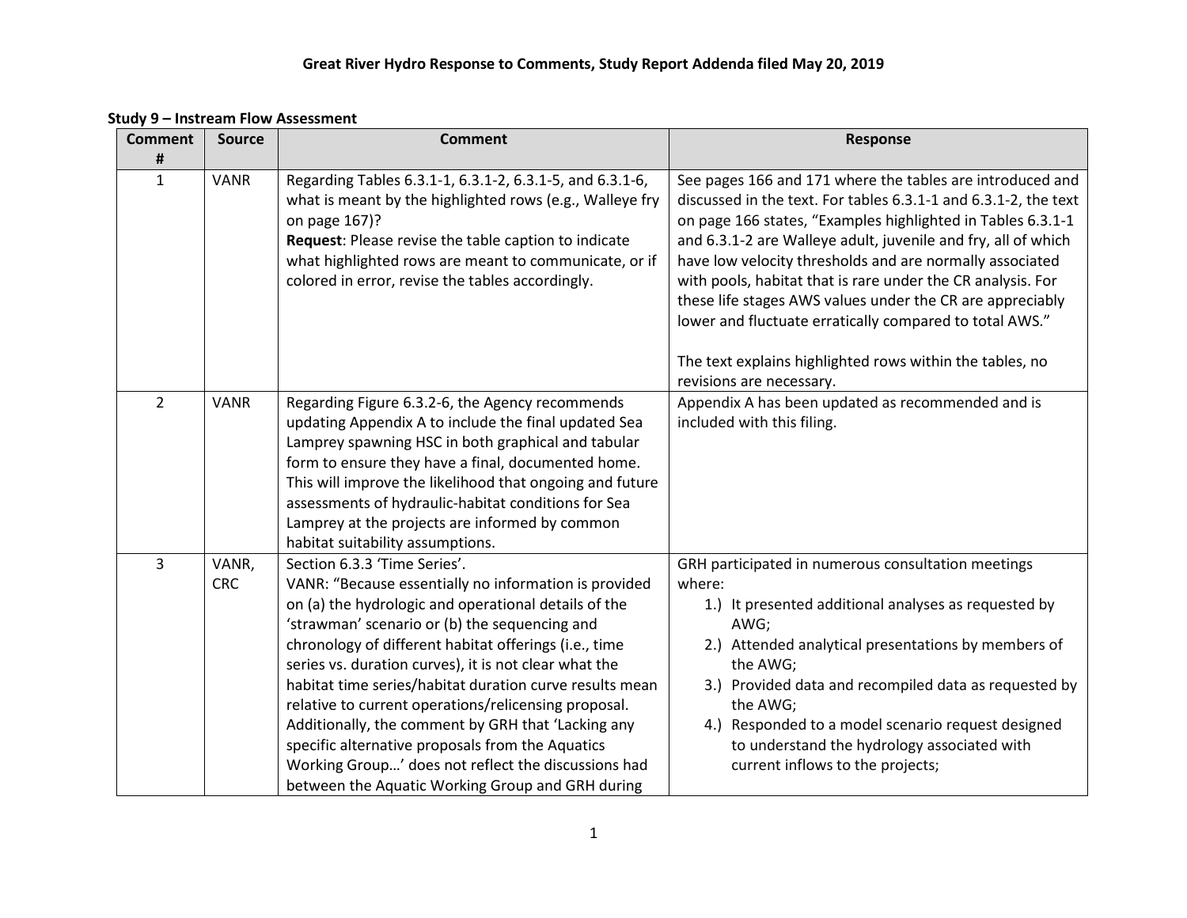**Great River Hydro Response to Comments, Study Report Addenda filed May 20, 2019**

**Study 9 – Instream Flow Assessment**

| Comment # | Source | Comment | Response |
|---|---|---|---|
| 1 | VANR | Regarding Tables 6.3.1-1, 6.3.1-2, 6.3.1-5, and 6.3.1-6, what is meant by the highlighted rows (e.g., Walleye fry on page 167)?<br>**Request**: Please revise the table caption to indicate what highlighted rows are meant to communicate, or if colored in error, revise the tables accordingly. | See pages 166 and 171 where the tables are introduced and discussed in the text. For tables 6.3.1-1 and 6.3.1-2, the text on page 166 states, "Examples highlighted in Tables 6.3.1-1 and 6.3.1-2 are Walleye adult, juvenile and fry, all of which have low velocity thresholds and are normally associated with pools, habitat that is rare under the CR analysis. For these life stages AWS values under the CR are appreciably lower and fluctuate erratically compared to total AWS."<br><br>The text explains highlighted rows within the tables, no revisions are necessary. |
| 2 | VANR | Regarding Figure 6.3.2-6, the Agency recommends updating Appendix A to include the final updated Sea Lamprey spawning HSC in both graphical and tabular form to ensure they have a final, documented home. This will improve the likelihood that ongoing and future assessments of hydraulic-habitat conditions for Sea Lamprey at the projects are informed by common habitat suitability assumptions. | Appendix A has been updated as recommended and is included with this filing. |
| 3 | VANR, CRC | Section 6.3.3 'Time Series'.<br>VANR: "Because essentially no information is provided on (a) the hydrologic and operational details of the 'strawman' scenario or (b) the sequencing and chronology of different habitat offerings (i.e., time series vs. duration curves), it is not clear what the habitat time series/habitat duration curve results mean relative to current operations/relicensing proposal. Additionally, the comment by GRH that 'Lacking any specific alternative proposals from the Aquatics Working Group…' does not reflect the discussions had between the Aquatic Working Group and GRH during | GRH participated in numerous consultation meetings where:<br>1.) It presented additional analyses as requested by AWG;<br>2.) Attended analytical presentations by members of the AWG;<br>3.) Provided data and recompiled data as requested by the AWG;<br>4.) Responded to a model scenario request designed to understand the hydrology associated with current inflows to the projects; |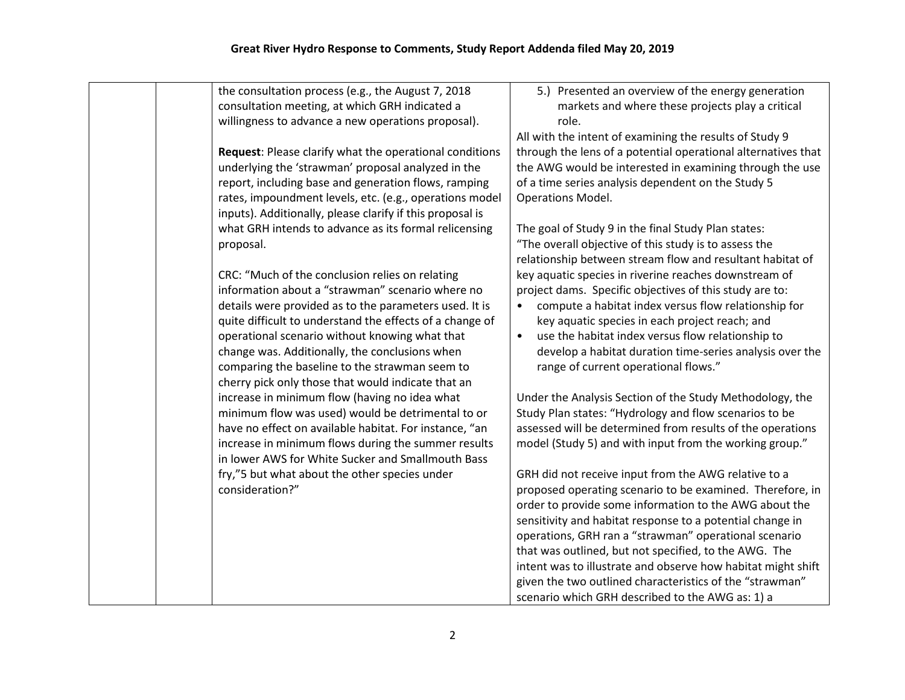## Great River Hydro Response to Comments, Study Report Addenda filed May 20, 2019

| | | | |
|---|---|---|---|
| | | the consultation process (e.g., the August 7, 2018 consultation meeting, at which GRH indicated a willingness to advance a new operations proposal).<br><br>**Request**: Please clarify what the operational conditions underlying the 'strawman' proposal analyzed in the report, including base and generation flows, ramping rates, impoundment levels, etc. (e.g., operations model inputs). Additionally, please clarify if this proposal is what GRH intends to advance as its formal relicensing proposal.<br><br>CRC: "Much of the conclusion relies on relating information about a "strawman" scenario where no details were provided as to the parameters used. It is quite difficult to understand the effects of a change of operational scenario without knowing what that change was. Additionally, the conclusions when comparing the baseline to the strawman seem to cherry pick only those that would indicate that an increase in minimum flow (having no idea what minimum flow was used) would be detrimental to or have no effect on available habitat. For instance, "an increase in minimum flows during the summer results in lower AWS for White Sucker and Smallmouth Bass fry,"5 but what about the other species under consideration?" | 5.) Presented an overview of the energy generation markets and where these projects play a critical role.<br><br>All with the intent of examining the results of Study 9 through the lens of a potential operational alternatives that the AWG would be interested in examining through the use of a time series analysis dependent on the Study 5 Operations Model.<br><br>The goal of Study 9 in the final Study Plan states: "The overall objective of this study is to assess the relationship between stream flow and resultant habitat of key aquatic species in riverine reaches downstream of project dams. Specific objectives of this study are to:<br>• compute a habitat index versus flow relationship for key aquatic species in each project reach; and<br>• use the habitat index versus flow relationship to develop a habitat duration time-series analysis over the range of current operational flows."<br><br>Under the Analysis Section of the Study Methodology, the Study Plan states: "Hydrology and flow scenarios to be assessed will be determined from results of the operations model (Study 5) and with input from the working group."<br><br>GRH did not receive input from the AWG relative to a proposed operating scenario to be examined. Therefore, in order to provide some information to the AWG about the sensitivity and habitat response to a potential change in operations, GRH ran a "strawman" operational scenario that was outlined, but not specified, to the AWG. The intent was to illustrate and observe how habitat might shift given the two outlined characteristics of the "strawman" scenario which GRH described to the AWG as: 1) a |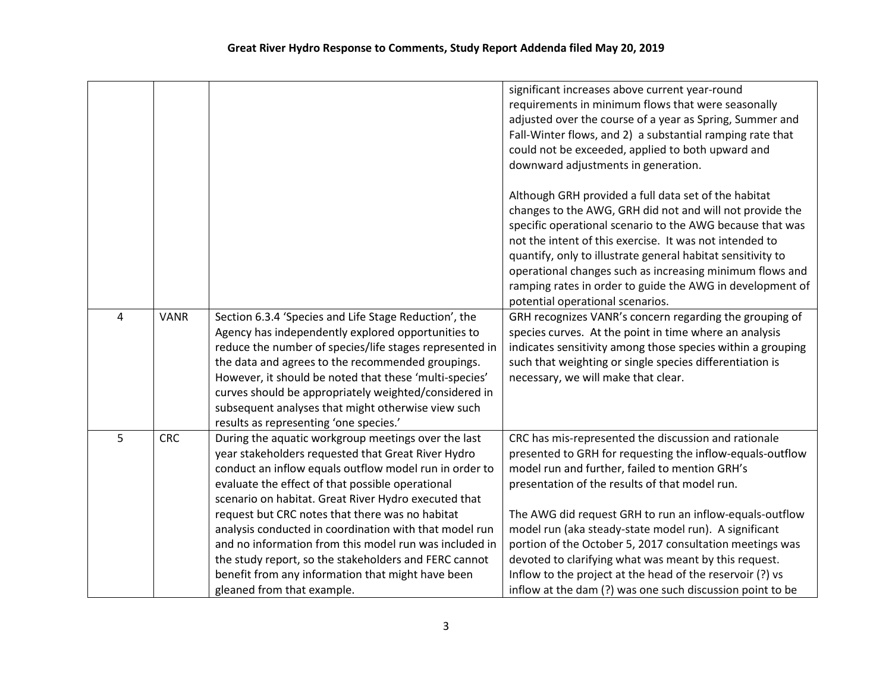| | | | |
|---|---|---|---|
| | | | significant increases above current year-round requirements in minimum flows that were seasonally adjusted over the course of a year as Spring, Summer and Fall-Winter flows, and 2) a substantial ramping rate that could not be exceeded, applied to both upward and downward adjustments in generation.<br><br>Although GRH provided a full data set of the habitat changes to the AWG, GRH did not and will not provide the specific operational scenario to the AWG because that was not the intent of this exercise. It was not intended to quantify, only to illustrate general habitat sensitivity to operational changes such as increasing minimum flows and ramping rates in order to guide the AWG in development of potential operational scenarios. |
| 4 | VANR | Section 6.3.4 'Species and Life Stage Reduction', the Agency has independently explored opportunities to reduce the number of species/life stages represented in the data and agrees to the recommended groupings. However, it should be noted that these 'multi-species' curves should be appropriately weighted/considered in subsequent analyses that might otherwise view such results as representing 'one species.' | GRH recognizes VANR's concern regarding the grouping of species curves. At the point in time where an analysis indicates sensitivity among those species within a grouping such that weighting or single species differentiation is necessary, we will make that clear. |
| 5 | CRC | During the aquatic workgroup meetings over the last year stakeholders requested that Great River Hydro conduct an inflow equals outflow model run in order to evaluate the effect of that possible operational scenario on habitat. Great River Hydro executed that request but CRC notes that there was no habitat analysis conducted in coordination with that model run and no information from this model run was included in the study report, so the stakeholders and FERC cannot benefit from any information that might have been gleaned from that example. | CRC has mis-represented the discussion and rationale presented to GRH for requesting the inflow-equals-outflow model run and further, failed to mention GRH's presentation of the results of that model run.<br><br>The AWG did request GRH to run an inflow-equals-outflow model run (aka steady-state model run). A significant portion of the October 5, 2017 consultation meetings was devoted to clarifying what was meant by this request. Inflow to the project at the head of the reservoir (?) vs inflow at the dam (?) was one such discussion point to be |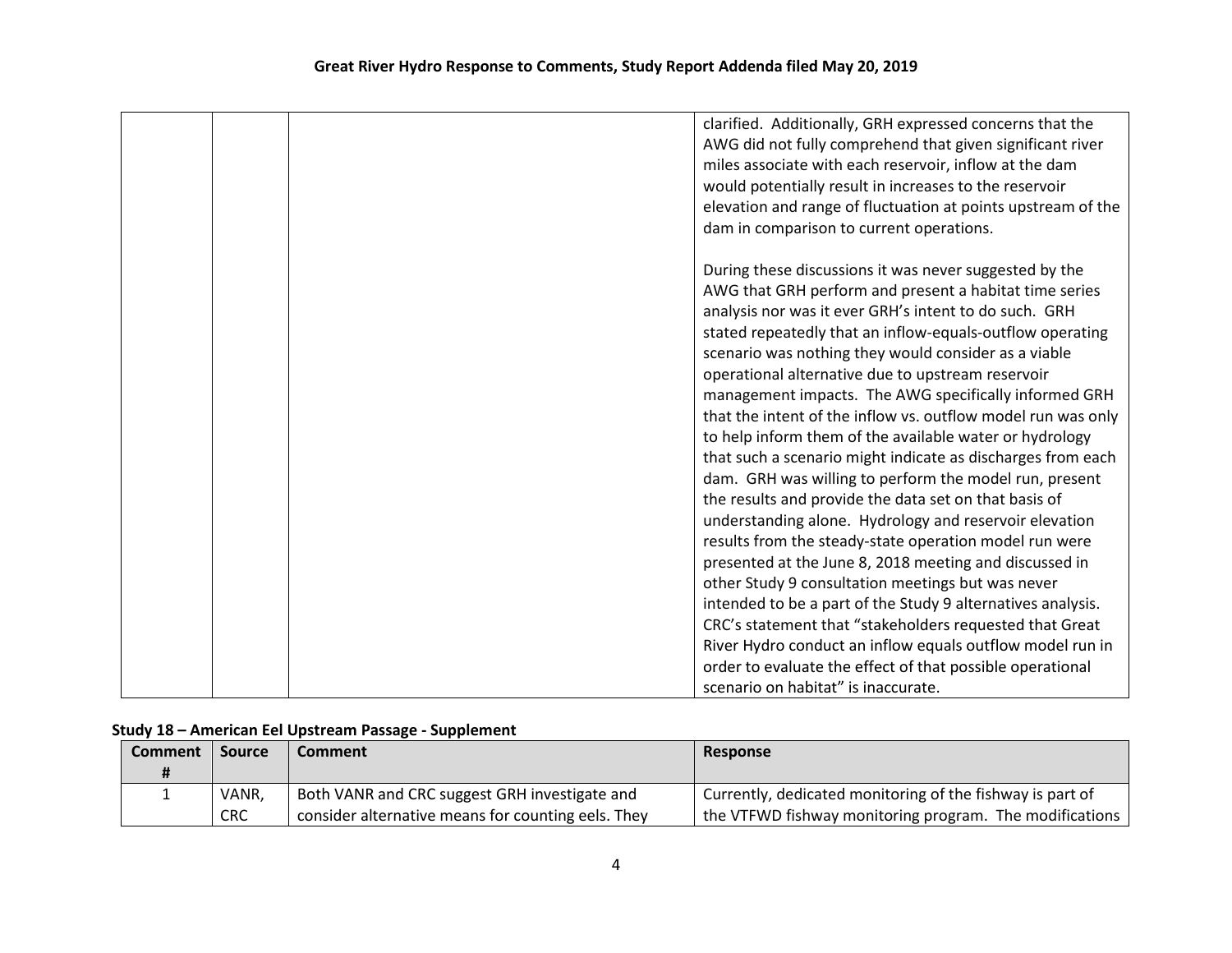| | | | clarified. Additionally, GRH expressed concerns that the AWG did not fully comprehend that given significant river miles associate with each reservoir, inflow at the dam would potentially result in increases to the reservoir elevation and range of fluctuation at points upstream of the dam in comparison to current operations.<br><br>During these discussions it was never suggested by the AWG that GRH perform and present a habitat time series analysis nor was it ever GRH's intent to do such. GRH stated repeatedly that an inflow-equals-outflow operating scenario was nothing they would consider as a viable operational alternative due to upstream reservoir management impacts. The AWG specifically informed GRH that the intent of the inflow vs. outflow model run was only to help inform them of the available water or hydrology that such a scenario might indicate as discharges from each dam. GRH was willing to perform the model run, present the results and provide the data set on that basis of understanding alone. Hydrology and reservoir elevation results from the steady-state operation model run were presented at the June 8, 2018 meeting and discussed in other Study 9 consultation meetings but was never intended to be a part of the Study 9 alternatives analysis. CRC's statement that "stakeholders requested that Great River Hydro conduct an inflow equals outflow model run in order to evaluate the effect of that possible operational scenario on habitat" is inaccurate. |
|---|---|---|---|

**Study 18 – American Eel Upstream Passage - Supplement**

| Comment # | Source | Comment | Response |
|---|---|---|---|
| 1 | VANR, CRC | Both VANR and CRC suggest GRH investigate and consider alternative means for counting eels. They | Currently, dedicated monitoring of the fishway is part of the VTFWD fishway monitoring program. The modifications |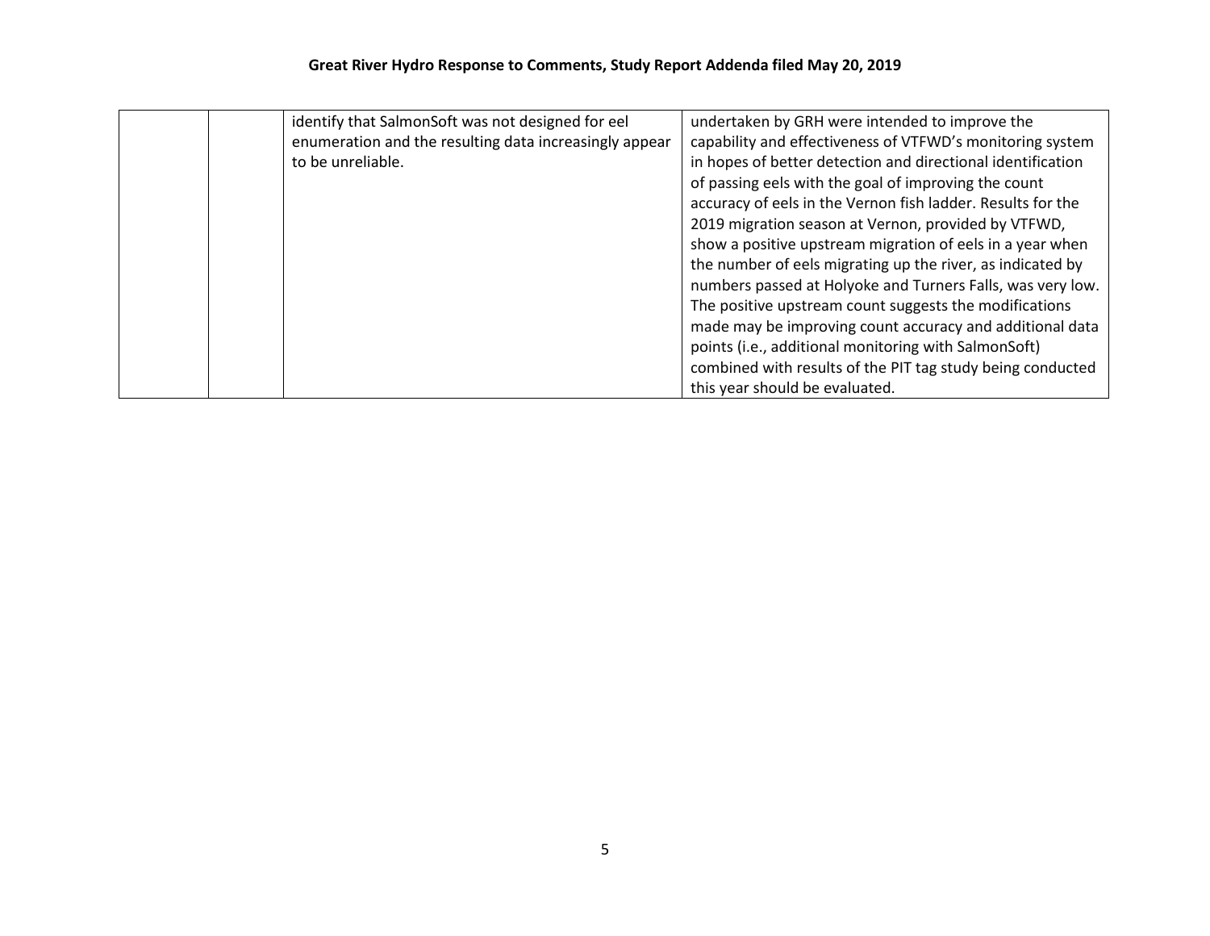| | | | |
|---|---|---|---|
| | | identify that SalmonSoft was not designed for eel enumeration and the resulting data increasingly appear to be unreliable. | undertaken by GRH were intended to improve the capability and effectiveness of VTFWD's monitoring system in hopes of better detection and directional identification of passing eels with the goal of improving the count accuracy of eels in the Vernon fish ladder. Results for the 2019 migration season at Vernon, provided by VTFWD, show a positive upstream migration of eels in a year when the number of eels migrating up the river, as indicated by numbers passed at Holyoke and Turners Falls, was very low. The positive upstream count suggests the modifications made may be improving count accuracy and additional data points (i.e., additional monitoring with SalmonSoft) combined with results of the PIT tag study being conducted this year should be evaluated. |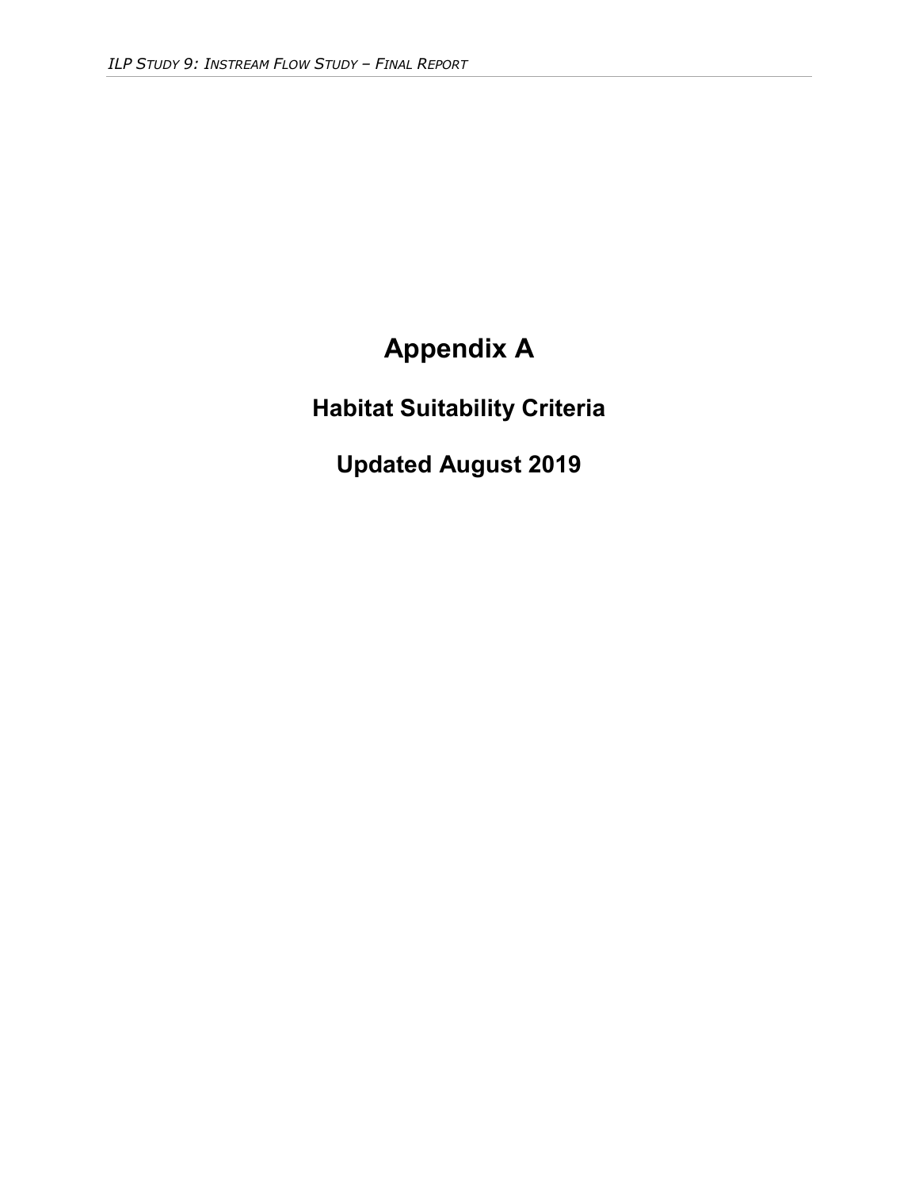# Appendix A

## Habitat Suitability Criteria

## Updated August 2019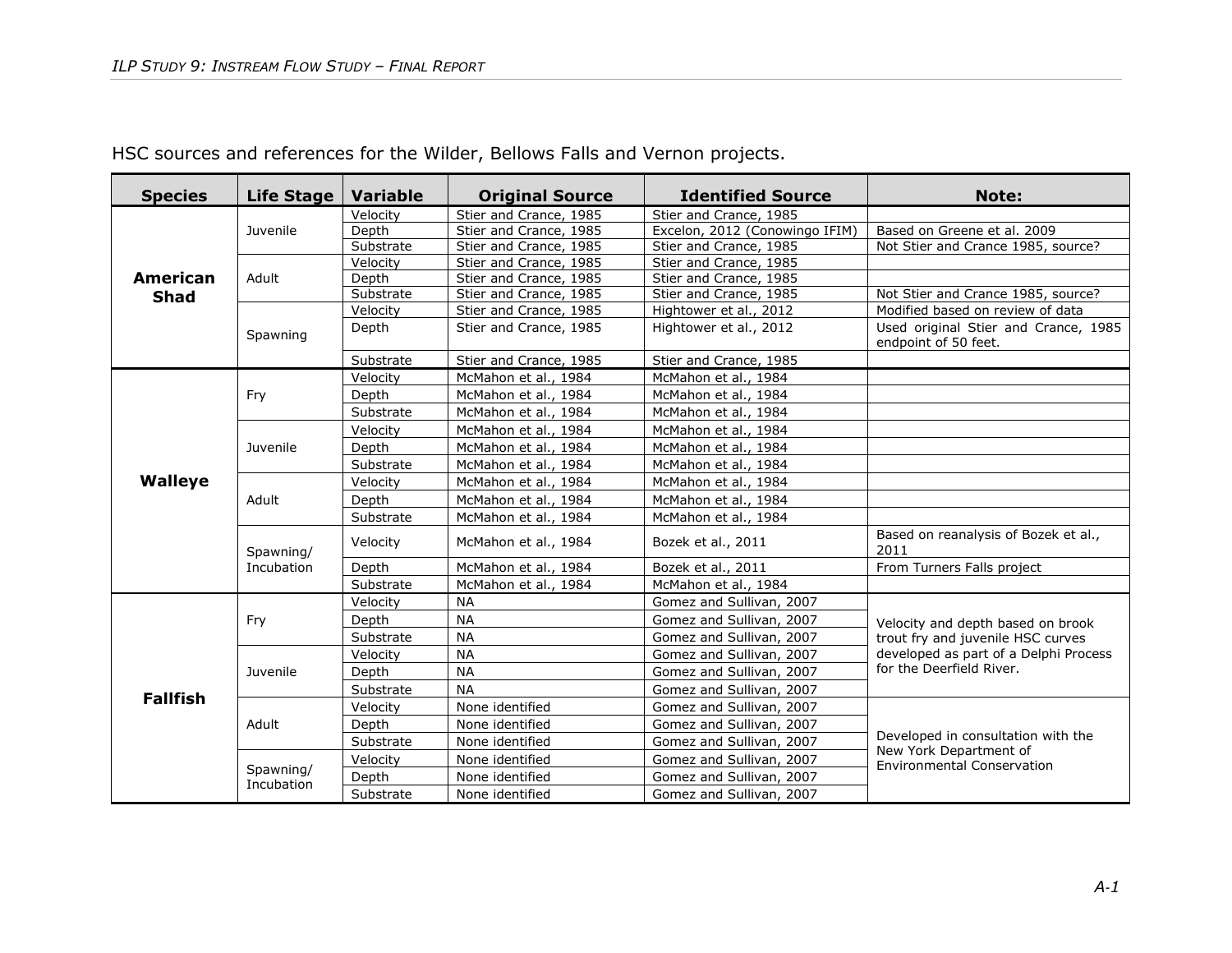HSC sources and references for the Wilder, Bellows Falls and Vernon projects.

| Species | Life Stage | Variable | Original Source | Identified Source | Note: |
|---|---|---|---|---|---|
| **American Shad** | Juvenile | Velocity | Stier and Crance, 1985 | Stier and Crance, 1985 | |
| | | Depth | Stier and Crance, 1985 | Excelon, 2012 (Conowingo IFIM) | Based on Greene et al. 2009 |
| | | Substrate | Stier and Crance, 1985 | Stier and Crance, 1985 | Not Stier and Crance 1985, source? |
| | Adult | Velocity | Stier and Crance, 1985 | Stier and Crance, 1985 | |
| | | Depth | Stier and Crance, 1985 | Stier and Crance, 1985 | |
| | | Substrate | Stier and Crance, 1985 | Stier and Crance, 1985 | Not Stier and Crance 1985, source? |
| | Spawning | Velocity | Stier and Crance, 1985 | Hightower et al., 2012 | Modified based on review of data |
| | | Depth | Stier and Crance, 1985 | Hightower et al., 2012 | Used original Stier and Crance, 1985 endpoint of 50 feet. |
| | | Substrate | Stier and Crance, 1985 | Stier and Crance, 1985 | |
| **Walleye** | Fry | Velocity | McMahon et al., 1984 | McMahon et al., 1984 | |
| | | Depth | McMahon et al., 1984 | McMahon et al., 1984 | |
| | | Substrate | McMahon et al., 1984 | McMahon et al., 1984 | |
| | Juvenile | Velocity | McMahon et al., 1984 | McMahon et al., 1984 | |
| | | Depth | McMahon et al., 1984 | McMahon et al., 1984 | |
| | | Substrate | McMahon et al., 1984 | McMahon et al., 1984 | |
| | Adult | Velocity | McMahon et al., 1984 | McMahon et al., 1984 | |
| | | Depth | McMahon et al., 1984 | McMahon et al., 1984 | |
| | | Substrate | McMahon et al., 1984 | McMahon et al., 1984 | |
| | Spawning/ Incubation | Velocity | McMahon et al., 1984 | Bozek et al., 2011 | Based on reanalysis of Bozek et al., 2011 |
| | | Depth | McMahon et al., 1984 | Bozek et al., 2011 | From Turners Falls project |
| | | Substrate | McMahon et al., 1984 | McMahon et al., 1984 | |
| **Fallfish** | Fry | Velocity | NA | Gomez and Sullivan, 2007 | Velocity and depth based on brook trout fry and juvenile HSC curves developed as part of a Delphi Process for the Deerfield River. |
| | | Depth | NA | Gomez and Sullivan, 2007 | |
| | | Substrate | NA | Gomez and Sullivan, 2007 | |
| | Juvenile | Velocity | NA | Gomez and Sullivan, 2007 | |
| | | Depth | NA | Gomez and Sullivan, 2007 | |
| | | Substrate | NA | Gomez and Sullivan, 2007 | |
| | Adult | Velocity | None identified | Gomez and Sullivan, 2007 | Developed in consultation with the New York Department of Environmental Conservation |
| | | Depth | None identified | Gomez and Sullivan, 2007 | |
| | | Substrate | None identified | Gomez and Sullivan, 2007 | |
| | Spawning/ Incubation | Velocity | None identified | Gomez and Sullivan, 2007 | |
| | | Depth | None identified | Gomez and Sullivan, 2007 | |
| | | Substrate | None identified | Gomez and Sullivan, 2007 | |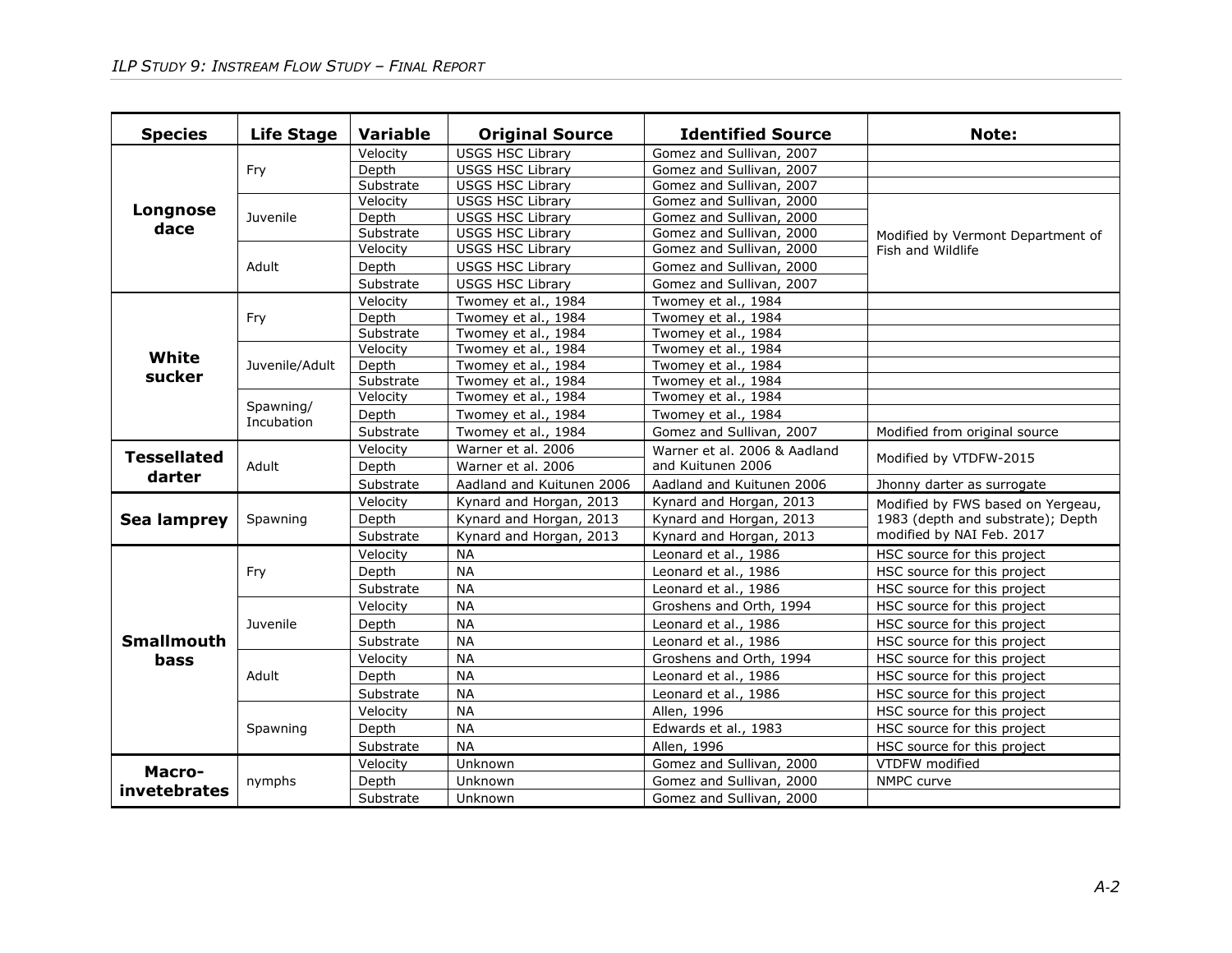| Species | Life Stage | Variable | Original Source | Identified Source | Note: |
|---|---|---|---|---|---|
| **Longnose dace** | Fry | Velocity | USGS HSC Library | Gomez and Sullivan, 2007 | |
| | | Depth | USGS HSC Library | Gomez and Sullivan, 2007 | |
| | | Substrate | USGS HSC Library | Gomez and Sullivan, 2007 | |
| | Juvenile | Velocity | USGS HSC Library | Gomez and Sullivan, 2000 | Modified by Vermont Department of Fish and Wildlife |
| | | Depth | USGS HSC Library | Gomez and Sullivan, 2000 | |
| | | Substrate | USGS HSC Library | Gomez and Sullivan, 2000 | |
| | Adult | Velocity | USGS HSC Library | Gomez and Sullivan, 2000 | |
| | | Depth | USGS HSC Library | Gomez and Sullivan, 2000 | |
| | | Substrate | USGS HSC Library | Gomez and Sullivan, 2007 | |
| **White sucker** | Fry | Velocity | Twomey et al., 1984 | Twomey et al., 1984 | |
| | | Depth | Twomey et al., 1984 | Twomey et al., 1984 | |
| | | Substrate | Twomey et al., 1984 | Twomey et al., 1984 | |
| | Juvenile/Adult | Velocity | Twomey et al., 1984 | Twomey et al., 1984 | |
| | | Depth | Twomey et al., 1984 | Twomey et al., 1984 | |
| | | Substrate | Twomey et al., 1984 | Twomey et al., 1984 | |
| | Spawning/ Incubation | Velocity | Twomey et al., 1984 | Twomey et al., 1984 | |
| | | Depth | Twomey et al., 1984 | Twomey et al., 1984 | |
| | | Substrate | Twomey et al., 1984 | Gomez and Sullivan, 2007 | Modified from original source |
| **Tessellated darter** | Adult | Velocity | Warner et al. 2006 | Warner et al. 2006 & Aadland and Kuitunen 2006 | Modified by VTDFW-2015 |
| | | Depth | Warner et al. 2006 | | |
| | | Substrate | Aadland and Kuitunen 2006 | Aadland and Kuitunen 2006 | Jhonny darter as surrogate |
| **Sea lamprey** | Spawning | Velocity | Kynard and Horgan, 2013 | Kynard and Horgan, 2013 | Modified by FWS based on Yergeau, 1983 (depth and substrate); Depth modified by NAI Feb. 2017 |
| | | Depth | Kynard and Horgan, 2013 | Kynard and Horgan, 2013 | |
| | | Substrate | Kynard and Horgan, 2013 | Kynard and Horgan, 2013 | |
| **Smallmouth bass** | Fry | Velocity | NA | Leonard et al., 1986 | HSC source for this project |
| | | Depth | NA | Leonard et al., 1986 | HSC source for this project |
| | | Substrate | NA | Leonard et al., 1986 | HSC source for this project |
| | Juvenile | Velocity | NA | Groshens and Orth, 1994 | HSC source for this project |
| | | Depth | NA | Leonard et al., 1986 | HSC source for this project |
| | | Substrate | NA | Leonard et al., 1986 | HSC source for this project |
| | Adult | Velocity | NA | Groshens and Orth, 1994 | HSC source for this project |
| | | Depth | NA | Leonard et al., 1986 | HSC source for this project |
| | | Substrate | NA | Leonard et al., 1986 | HSC source for this project |
| | Spawning | Velocity | NA | Allen, 1996 | HSC source for this project |
| | | Depth | NA | Edwards et al., 1983 | HSC source for this project |
| | | Substrate | NA | Allen, 1996 | HSC source for this project |
| **Macro-invetebrates** | nymphs | Velocity | Unknown | Gomez and Sullivan, 2000 | VTDFW modified |
| | | Depth | Unknown | Gomez and Sullivan, 2000 | NMPC curve |
| | | Substrate | Unknown | Gomez and Sullivan, 2000 | |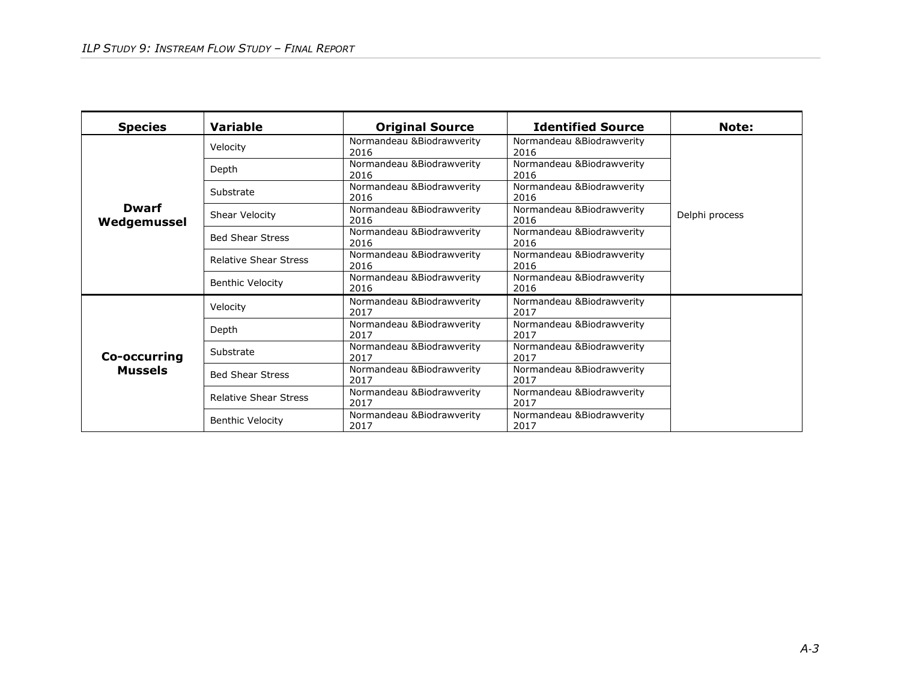| Species | Variable | Original Source | Identified Source | Note: |
| --- | --- | --- | --- | --- |
| **Dwarf Wedgemussel** | Velocity | Normandeau &Biodrawverity 2016 | Normandeau &Biodrawverity 2016 | Delphi process |
| | Depth | Normandeau &Biodrawverity 2016 | Normandeau &Biodrawverity 2016 | |
| | Substrate | Normandeau &Biodrawverity 2016 | Normandeau &Biodrawverity 2016 | |
| | Shear Velocity | Normandeau &Biodrawverity 2016 | Normandeau &Biodrawverity 2016 | |
| | Bed Shear Stress | Normandeau &Biodrawverity 2016 | Normandeau &Biodrawverity 2016 | |
| | Relative Shear Stress | Normandeau &Biodrawverity 2016 | Normandeau &Biodrawverity 2016 | |
| | Benthic Velocity | Normandeau &Biodrawverity 2016 | Normandeau &Biodrawverity 2016 | |
| **Co-occurring Mussels** | Velocity | Normandeau &Biodrawverity 2017 | Normandeau &Biodrawverity 2017 | |
| | Depth | Normandeau &Biodrawverity 2017 | Normandeau &Biodrawverity 2017 | |
| | Substrate | Normandeau &Biodrawverity 2017 | Normandeau &Biodrawverity 2017 | |
| | Bed Shear Stress | Normandeau &Biodrawverity 2017 | Normandeau &Biodrawverity 2017 | |
| | Relative Shear Stress | Normandeau &Biodrawverity 2017 | Normandeau &Biodrawverity 2017 | |
| | Benthic Velocity | Normandeau &Biodrawverity 2017 | Normandeau &Biodrawverity 2017 | |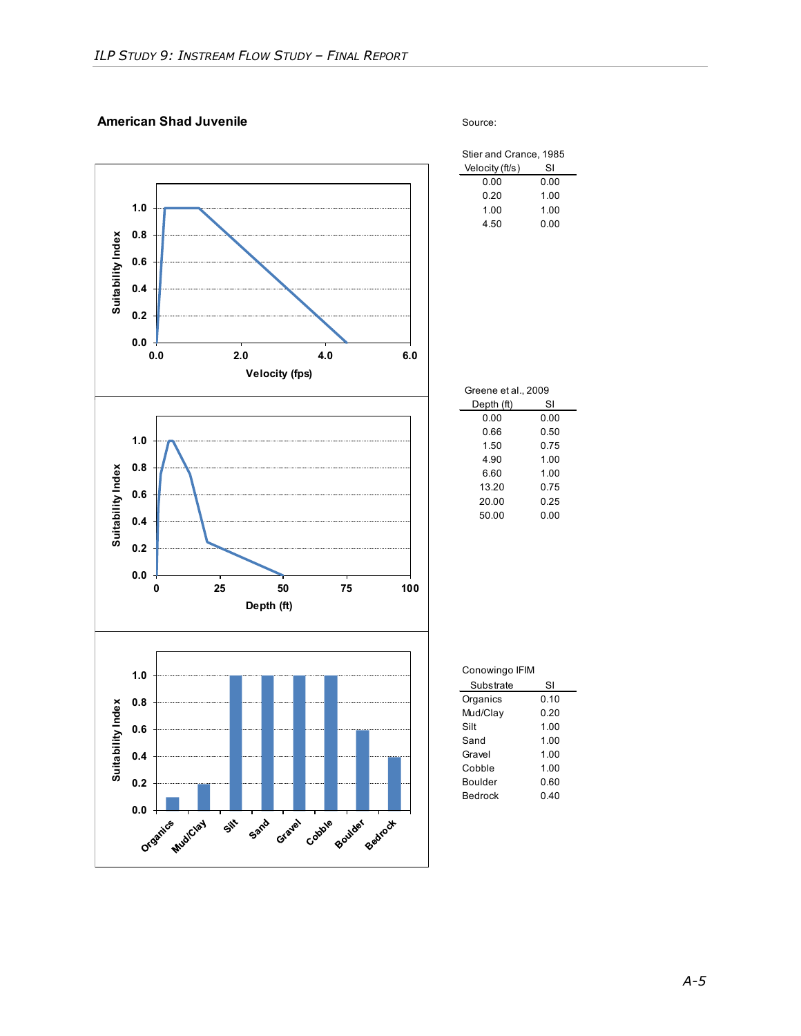## American Shad Juvenile

Source:

Stier and Crance, 1985

| Velocity (ft/s) | SI |
|---|---|
| 0.00 | 0.00 |
| 0.20 | 1.00 |
| 1.00 | 1.00 |
| 4.50 | 0.00 |

Greene et al., 2009

| Depth (ft) | SI |
|---|---|
| 0.00 | 0.00 |
| 0.66 | 0.50 |
| 1.50 | 0.75 |
| 4.90 | 1.00 |
| 6.60 | 1.00 |
| 13.20 | 0.75 |
| 20.00 | 0.25 |
| 50.00 | 0.00 |

Conowingo IFIM

| Substrate | SI |
|---|---|
| Organics | 0.10 |
| Mud/Clay | 0.20 |
| Silt | 1.00 |
| Sand | 1.00 |
| Gravel | 1.00 |
| Cobble | 1.00 |
| Boulder | 0.60 |
| Bedrock | 0.40 |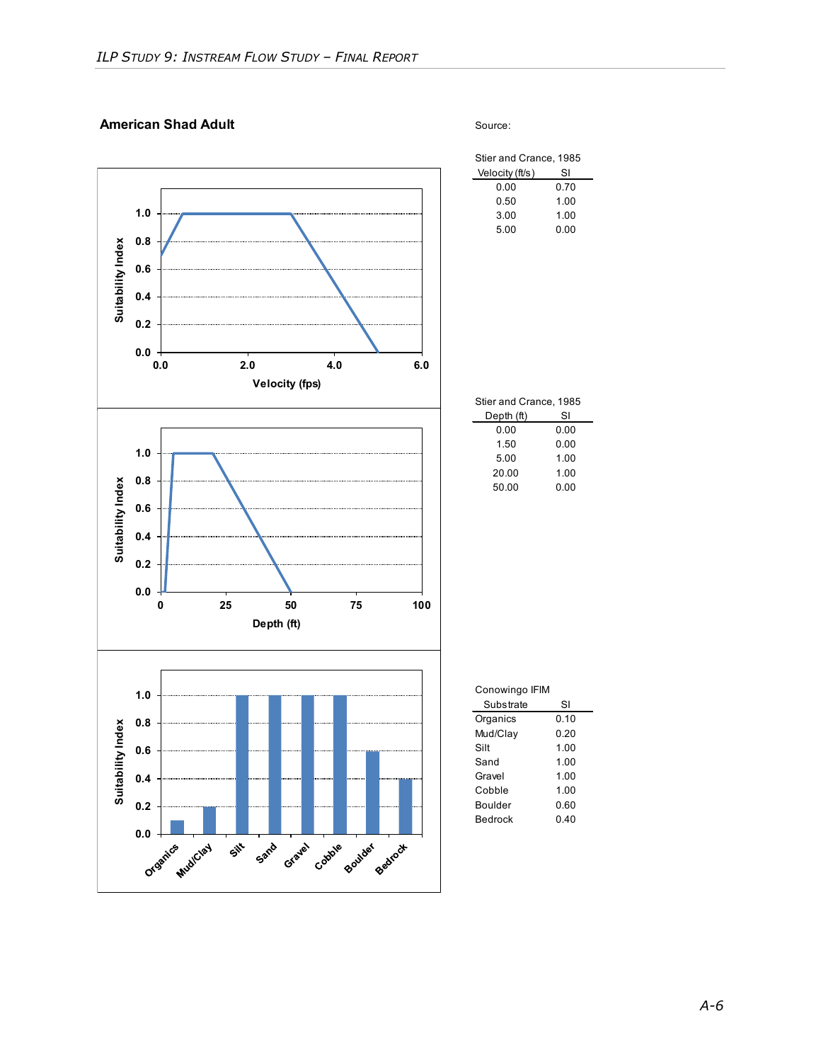## American Shad Adult

Source:

Stier and Crance, 1985

| Velocity (ft/s) | SI |
|---|---|
| 0.00 | 0.70 |
| 0.50 | 1.00 |
| 3.00 | 1.00 |
| 5.00 | 0.00 |

Stier and Crance, 1985

| Depth (ft) | SI |
|---|---|
| 0.00 | 0.00 |
| 1.50 | 0.00 |
| 5.00 | 1.00 |
| 20.00 | 1.00 |
| 50.00 | 0.00 |

Conowingo IFIM

| Substrate | SI |
|---|---|
| Organics | 0.10 |
| Mud/Clay | 0.20 |
| Silt | 1.00 |
| Sand | 1.00 |
| Gravel | 1.00 |
| Cobble | 1.00 |
| Boulder | 0.60 |
| Bedrock | 0.40 |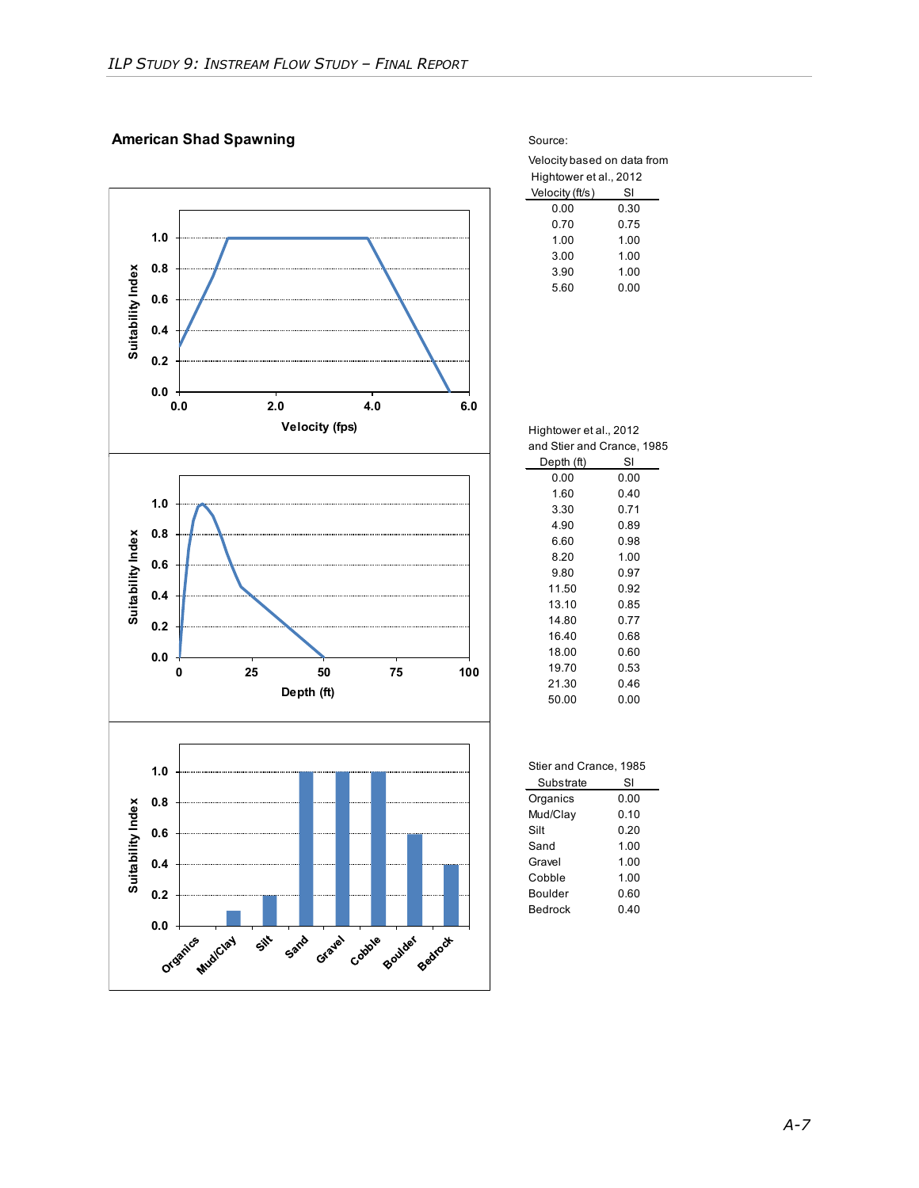## American Shad Spawning

Source:

Velocity based on data from Hightower et al., 2012

| Velocity (ft/s) | SI |
|---|---|
| 0.00 | 0.30 |
| 0.70 | 0.75 |
| 1.00 | 1.00 |
| 3.00 | 1.00 |
| 3.90 | 1.00 |
| 5.60 | 0.00 |

Hightower et al., 2012 and Stier and Crance, 1985

| Depth (ft) | SI |
|---|---|
| 0.00 | 0.00 |
| 1.60 | 0.40 |
| 3.30 | 0.71 |
| 4.90 | 0.89 |
| 6.60 | 0.98 |
| 8.20 | 1.00 |
| 9.80 | 0.97 |
| 11.50 | 0.92 |
| 13.10 | 0.85 |
| 14.80 | 0.77 |
| 16.40 | 0.68 |
| 18.00 | 0.60 |
| 19.70 | 0.53 |
| 21.30 | 0.46 |
| 50.00 | 0.00 |

Stier and Crance, 1985

| Substrate | SI |
|---|---|
| Organics | 0.00 |
| Mud/Clay | 0.10 |
| Silt | 0.20 |
| Sand | 1.00 |
| Gravel | 1.00 |
| Cobble | 1.00 |
| Boulder | 0.60 |
| Bedrock | 0.40 |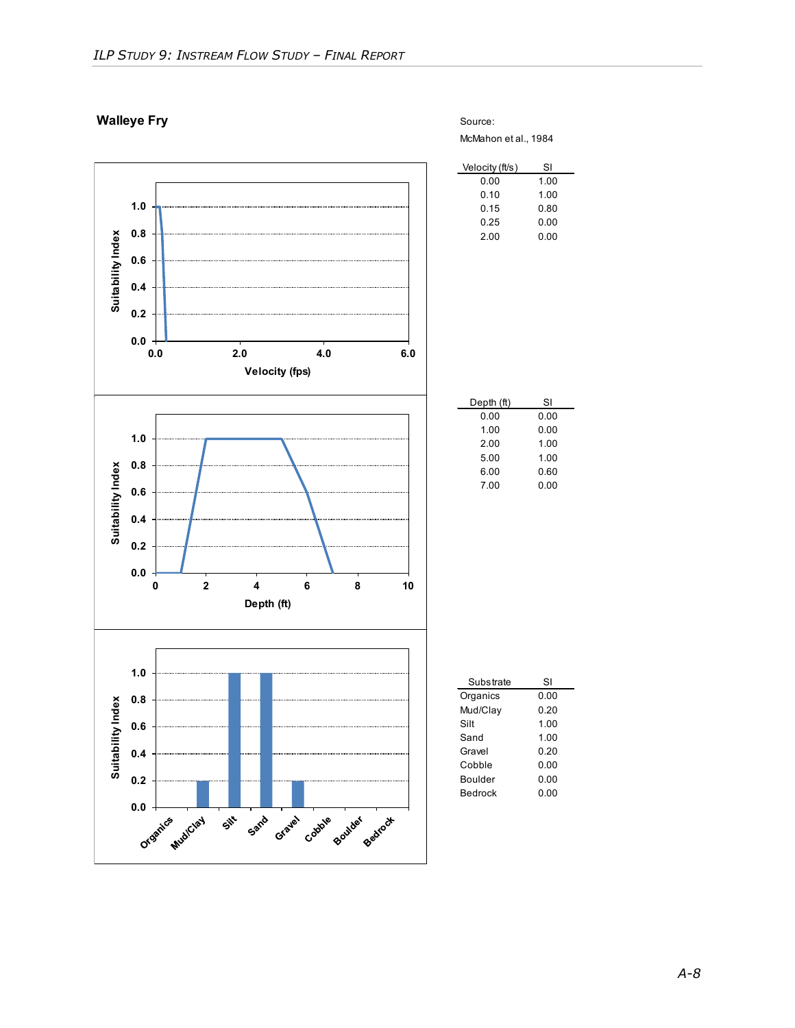## Walleye Fry

Source:

McMahon et al., 1984

| Velocity (ft/s) | SI |
|---|---|
| 0.00 | 1.00 |
| 0.10 | 1.00 |
| 0.15 | 0.80 |
| 0.25 | 0.00 |
| 2.00 | 0.00 |

| Depth (ft) | SI |
|---|---|
| 0.00 | 0.00 |
| 1.00 | 0.00 |
| 2.00 | 1.00 |
| 5.00 | 1.00 |
| 6.00 | 0.60 |
| 7.00 | 0.00 |

| Substrate | SI |
|---|---|
| Organics | 0.00 |
| Mud/Clay | 0.20 |
| Silt | 1.00 |
| Sand | 1.00 |
| Gravel | 0.20 |
| Cobble | 0.00 |
| Boulder | 0.00 |
| Bedrock | 0.00 |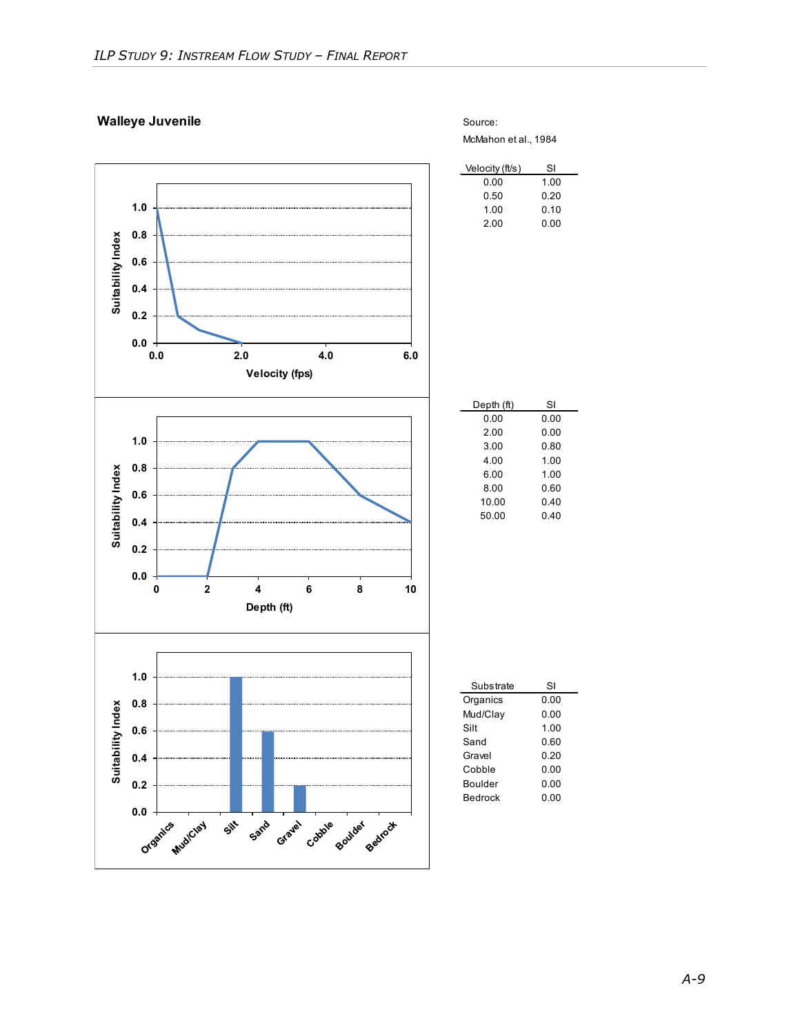## Walleye Juvenile

Source:

McMahon et al., 1984

| Velocity (ft/s) | SI |
| --- | --- |
| 0.00 | 1.00 |
| 0.50 | 0.20 |
| 1.00 | 0.10 |
| 2.00 | 0.00 |

| Depth (ft) | SI |
| --- | --- |
| 0.00 | 0.00 |
| 2.00 | 0.00 |
| 3.00 | 0.80 |
| 4.00 | 1.00 |
| 6.00 | 1.00 |
| 8.00 | 0.60 |
| 10.00 | 0.40 |
| 50.00 | 0.40 |

| Substrate | SI |
| --- | --- |
| Organics | 0.00 |
| Mud/Clay | 0.00 |
| Silt | 1.00 |
| Sand | 0.60 |
| Gravel | 0.20 |
| Cobble | 0.00 |
| Boulder | 0.00 |
| Bedrock | 0.00 |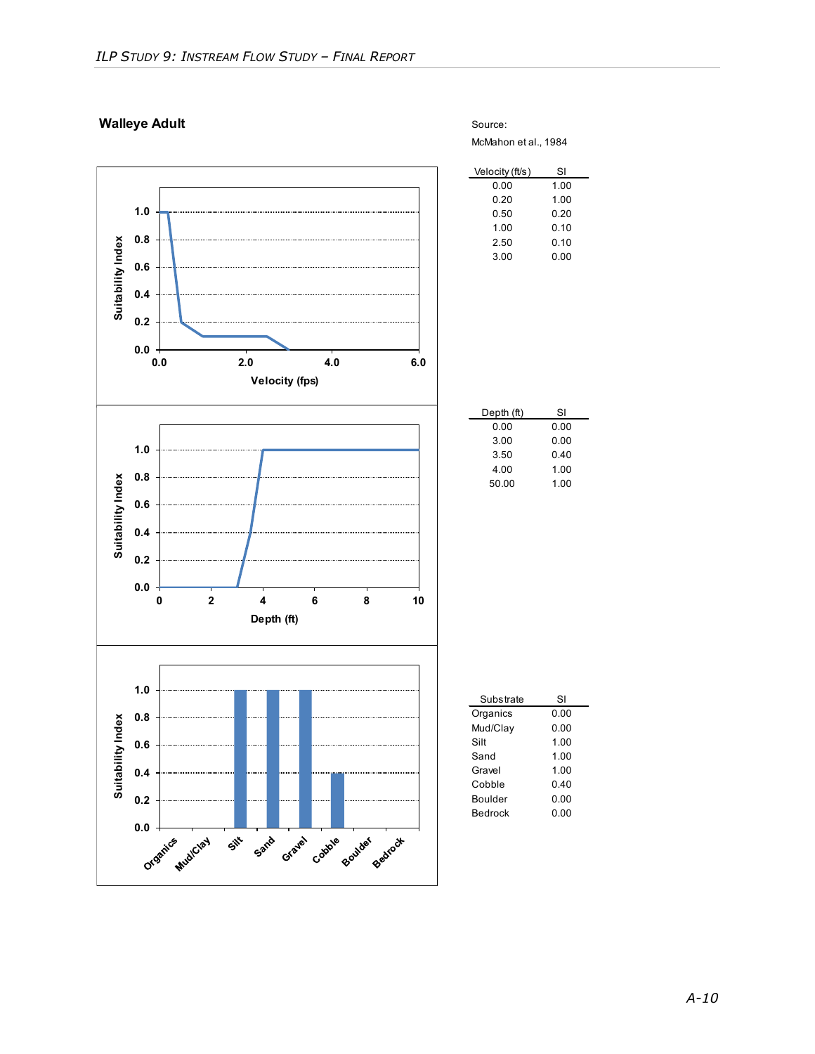**Walleye Adult**

Source:

McMahon et al., 1984

| Velocity (ft/s) | SI |
| --- | --- |
| 0.00 | 1.00 |
| 0.20 | 1.00 |
| 0.50 | 0.20 |
| 1.00 | 0.10 |
| 2.50 | 0.10 |
| 3.00 | 0.00 |

| Depth (ft) | SI |
| --- | --- |
| 0.00 | 0.00 |
| 3.00 | 0.00 |
| 3.50 | 0.40 |
| 4.00 | 1.00 |
| 50.00 | 1.00 |

| Substrate | SI |
| --- | --- |
| Organics | 0.00 |
| Mud/Clay | 0.00 |
| Silt | 1.00 |
| Sand | 1.00 |
| Gravel | 1.00 |
| Cobble | 0.40 |
| Boulder | 0.00 |
| Bedrock | 0.00 |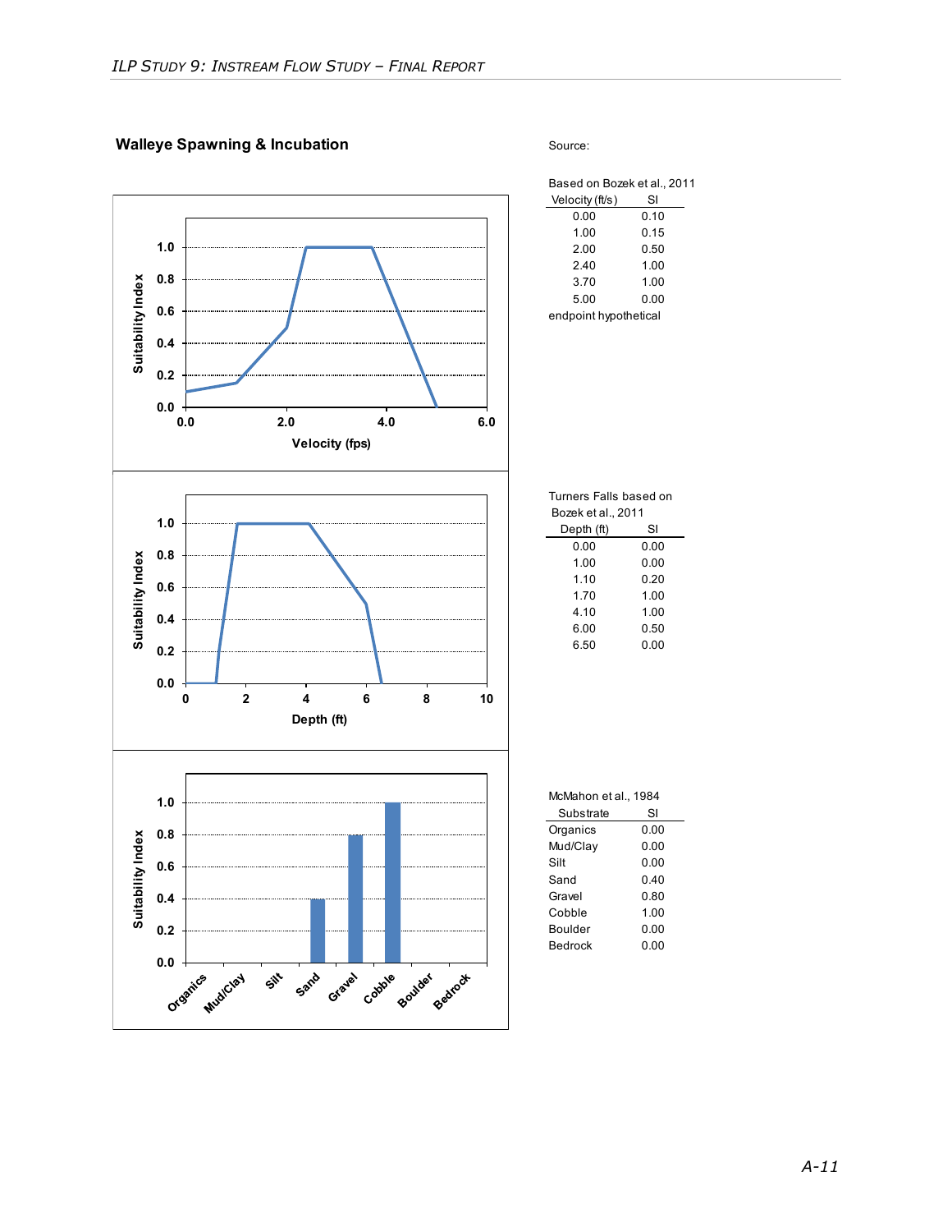## Walleye Spawning & Incubation

Source:

Based on Bozek et al., 2011

| Velocity (ft/s) | SI |
|---|---|
| 0.00 | 0.10 |
| 1.00 | 0.15 |
| 2.00 | 0.50 |
| 2.40 | 1.00 |
| 3.70 | 1.00 |
| 5.00 | 0.00 |

endpoint hypothetical

Turners Falls based on Bozek et al., 2011

| Depth (ft) | SI |
|---|---|
| 0.00 | 0.00 |
| 1.00 | 0.00 |
| 1.10 | 0.20 |
| 1.70 | 1.00 |
| 4.10 | 1.00 |
| 6.00 | 0.50 |
| 6.50 | 0.00 |

McMahon et al., 1984

| Substrate | SI |
|---|---|
| Organics | 0.00 |
| Mud/Clay | 0.00 |
| Silt | 0.00 |
| Sand | 0.40 |
| Gravel | 0.80 |
| Cobble | 1.00 |
| Boulder | 0.00 |
| Bedrock | 0.00 |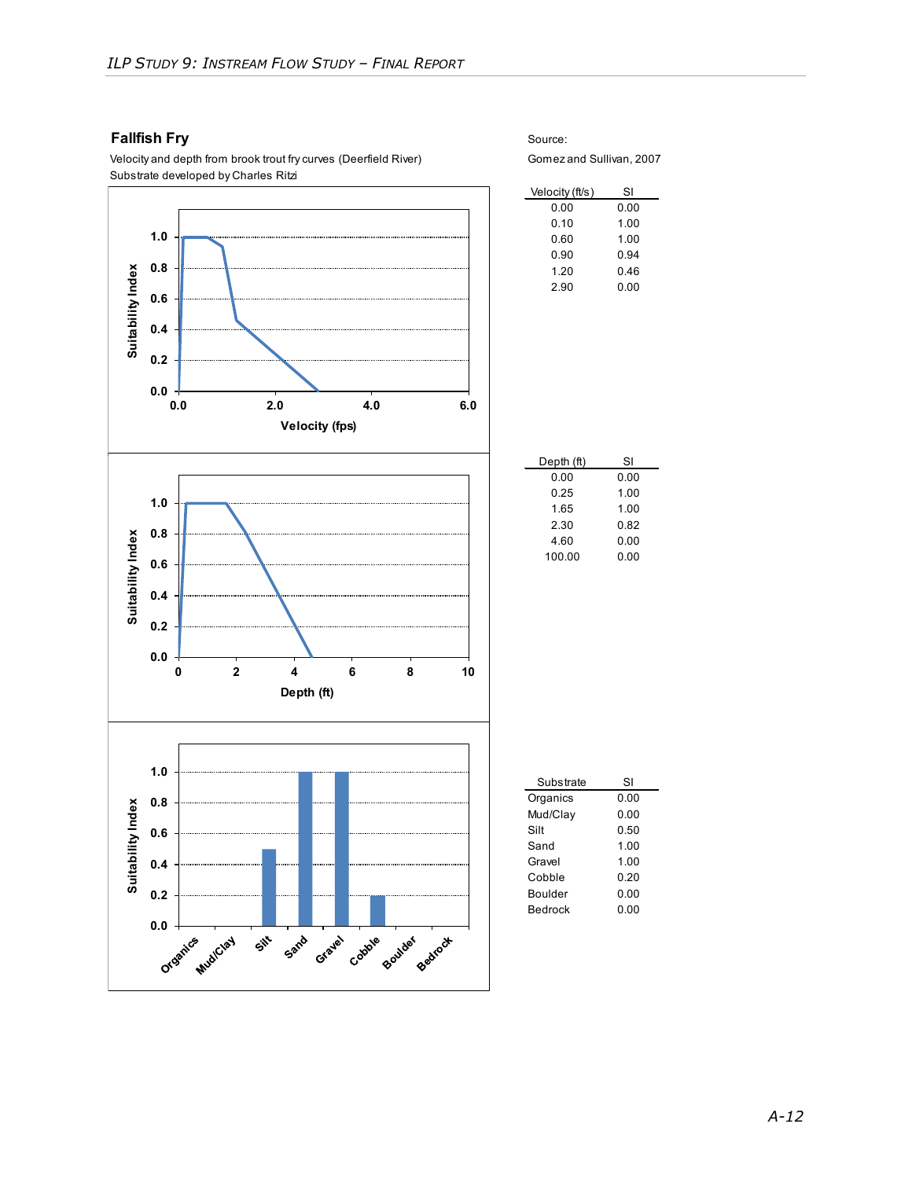## Fallfish Fry

Velocity and depth from brook trout fry curves (Deerfield River)
Substrate developed by Charles Ritzi

Source:
Gomez and Sullivan, 2007

| Velocity (ft/s) | SI |
|---|---|
| 0.00 | 0.00 |
| 0.10 | 1.00 |
| 0.60 | 1.00 |
| 0.90 | 0.94 |
| 1.20 | 0.46 |
| 2.90 | 0.00 |

| Depth (ft) | SI |
|---|---|
| 0.00 | 0.00 |
| 0.25 | 1.00 |
| 1.65 | 1.00 |
| 2.30 | 0.82 |
| 4.60 | 0.00 |
| 100.00 | 0.00 |

| Substrate | SI |
|---|---|
| Organics | 0.00 |
| Mud/Clay | 0.00 |
| Silt | 0.50 |
| Sand | 1.00 |
| Gravel | 1.00 |
| Cobble | 0.20 |
| Boulder | 0.00 |
| Bedrock | 0.00 |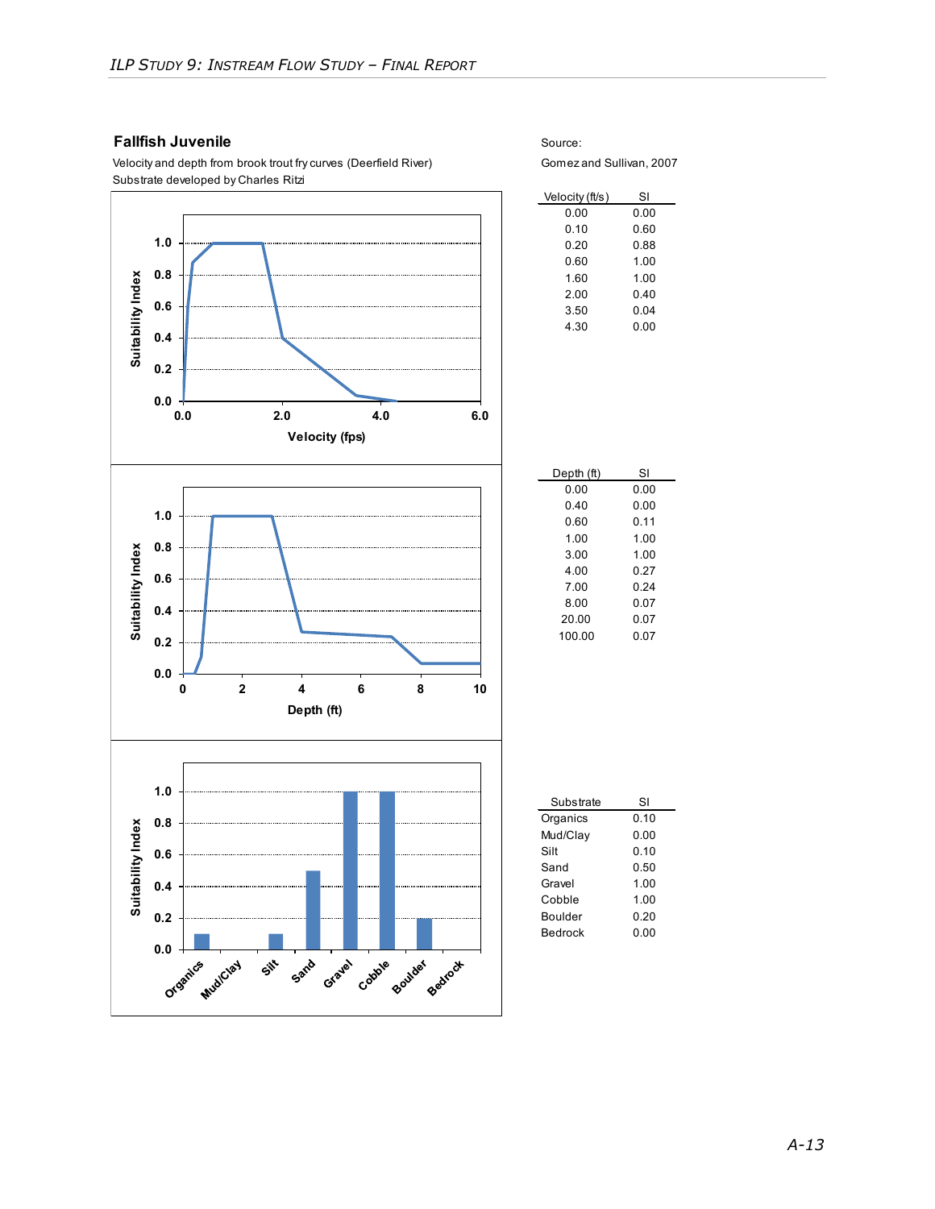## Fallfish Juvenile

Velocity and depth from brook trout fry curves (Deerfield River)
Substrate developed by Charles Ritzi

Source:
Gomez and Sullivan, 2007

| Velocity (ft/s) | SI |
|---|---|
| 0.00 | 0.00 |
| 0.10 | 0.60 |
| 0.20 | 0.88 |
| 0.60 | 1.00 |
| 1.60 | 1.00 |
| 2.00 | 0.40 |
| 3.50 | 0.04 |
| 4.30 | 0.00 |

| Depth (ft) | SI |
|---|---|
| 0.00 | 0.00 |
| 0.40 | 0.00 |
| 0.60 | 0.11 |
| 1.00 | 1.00 |
| 3.00 | 1.00 |
| 4.00 | 0.27 |
| 7.00 | 0.24 |
| 8.00 | 0.07 |
| 20.00 | 0.07 |
| 100.00 | 0.07 |

| Substrate | SI |
|---|---|
| Organics | 0.10 |
| Mud/Clay | 0.00 |
| Silt | 0.10 |
| Sand | 0.50 |
| Gravel | 1.00 |
| Cobble | 1.00 |
| Boulder | 0.20 |
| Bedrock | 0.00 |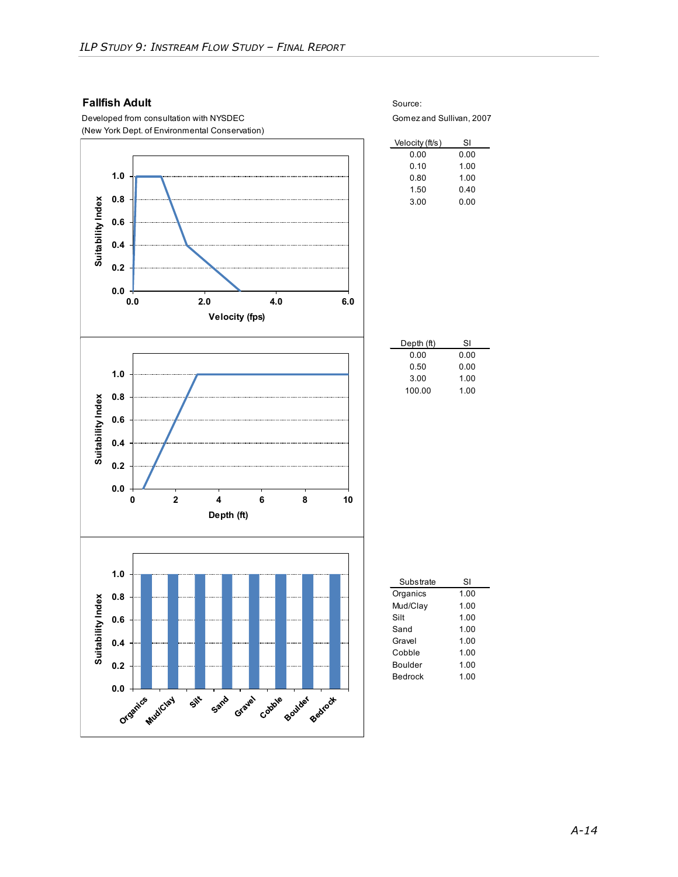## Fallfish Adult

Developed from consultation with NYSDEC
(New York Dept. of Environmental Conservation)

Source:

Gomez and Sullivan, 2007

| Velocity (ft/s) | SI |
|---|---|
| 0.00 | 0.00 |
| 0.10 | 1.00 |
| 0.80 | 1.00 |
| 1.50 | 0.40 |
| 3.00 | 0.00 |

| Depth (ft) | SI |
|---|---|
| 0.00 | 0.00 |
| 0.50 | 0.00 |
| 3.00 | 1.00 |
| 100.00 | 1.00 |

| Substrate | SI |
|---|---|
| Organics | 1.00 |
| Mud/Clay | 1.00 |
| Silt | 1.00 |
| Sand | 1.00 |
| Gravel | 1.00 |
| Cobble | 1.00 |
| Boulder | 1.00 |
| Bedrock | 1.00 |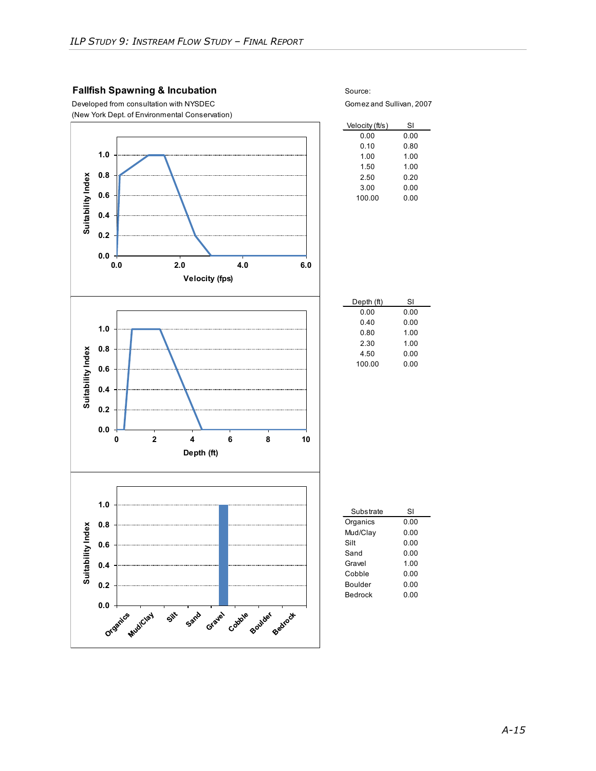### Fallfish Spawning & Incubation

Developed from consultation with NYSDEC
(New York Dept. of Environmental Conservation)

Source:
Gomez and Sullivan, 2007

| Velocity (ft/s) | SI |
|---|---|
| 0.00 | 0.00 |
| 0.10 | 0.80 |
| 1.00 | 1.00 |
| 1.50 | 1.00 |
| 2.50 | 0.20 |
| 3.00 | 0.00 |
| 100.00 | 0.00 |

| Depth (ft) | SI |
|---|---|
| 0.00 | 0.00 |
| 0.40 | 0.00 |
| 0.80 | 1.00 |
| 2.30 | 1.00 |
| 4.50 | 0.00 |
| 100.00 | 0.00 |

| Substrate | SI |
|---|---|
| Organics | 0.00 |
| Mud/Clay | 0.00 |
| Silt | 0.00 |
| Sand | 0.00 |
| Gravel | 1.00 |
| Cobble | 0.00 |
| Boulder | 0.00 |
| Bedrock | 0.00 |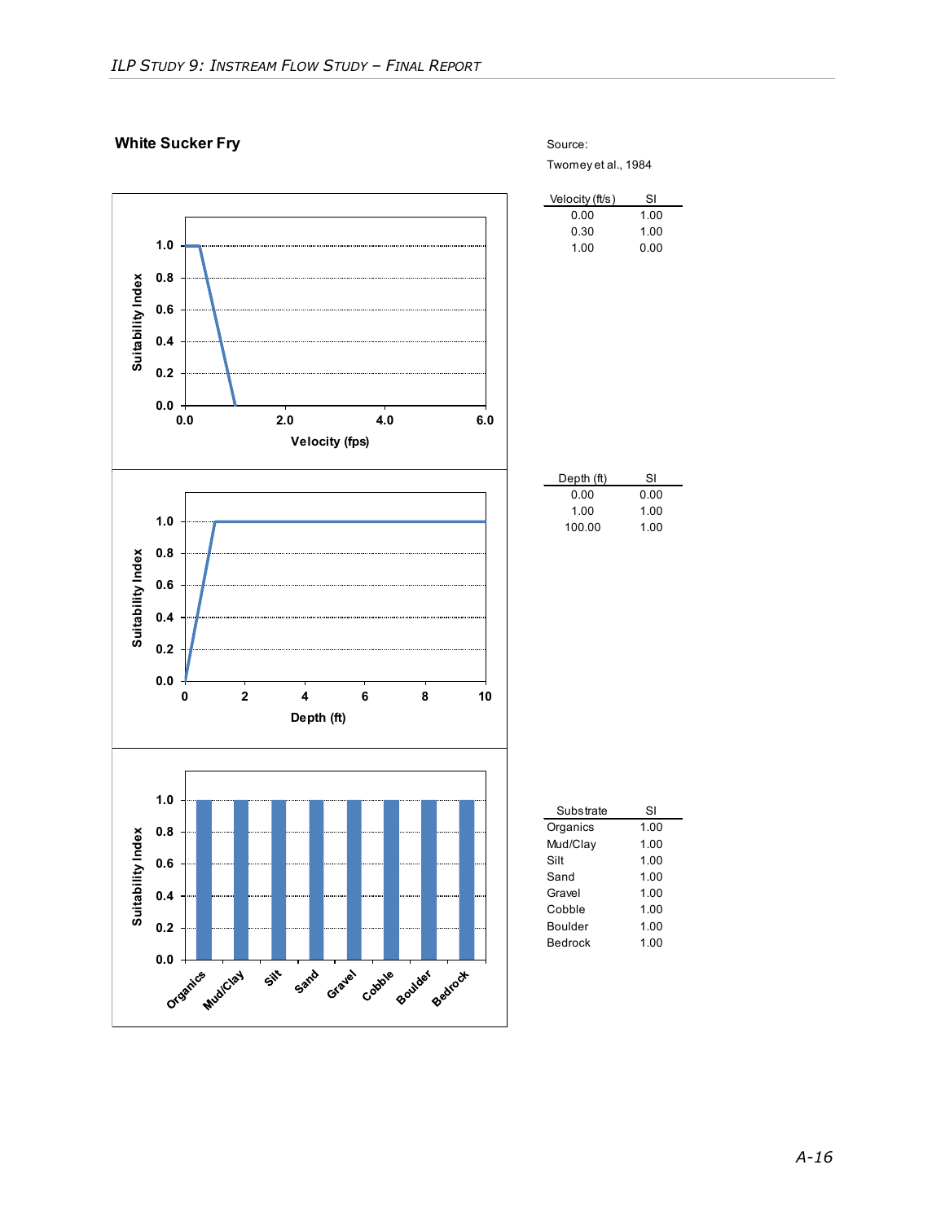## White Sucker Fry

Source:

Twomey et al., 1984

| Velocity (ft/s) | SI |
|---|---|
| 0.00 | 1.00 |
| 0.30 | 1.00 |
| 1.00 | 0.00 |

| Depth (ft) | SI |
|---|---|
| 0.00 | 0.00 |
| 1.00 | 1.00 |
| 100.00 | 1.00 |

| Substrate | SI |
|---|---|
| Organics | 1.00 |
| Mud/Clay | 1.00 |
| Silt | 1.00 |
| Sand | 1.00 |
| Gravel | 1.00 |
| Cobble | 1.00 |
| Boulder | 1.00 |
| Bedrock | 1.00 |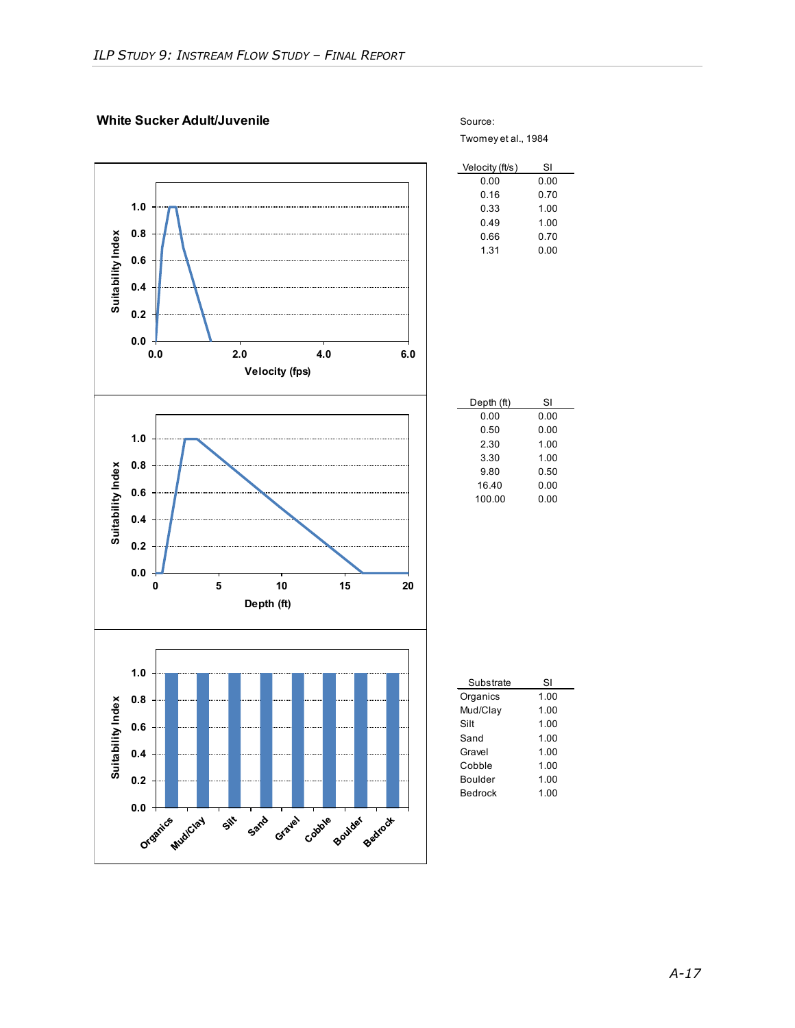## White Sucker Adult/Juvenile

Source:

Twomey et al., 1984

| Velocity (ft/s) | SI |
|---|---|
| 0.00 | 0.00 |
| 0.16 | 0.70 |
| 0.33 | 1.00 |
| 0.49 | 1.00 |
| 0.66 | 0.70 |
| 1.31 | 0.00 |

| Depth (ft) | SI |
|---|---|
| 0.00 | 0.00 |
| 0.50 | 0.00 |
| 2.30 | 1.00 |
| 3.30 | 1.00 |
| 9.80 | 0.50 |
| 16.40 | 0.00 |
| 100.00 | 0.00 |

| Substrate | SI |
|---|---|
| Organics | 1.00 |
| Mud/Clay | 1.00 |
| Silt | 1.00 |
| Sand | 1.00 |
| Gravel | 1.00 |
| Cobble | 1.00 |
| Boulder | 1.00 |
| Bedrock | 1.00 |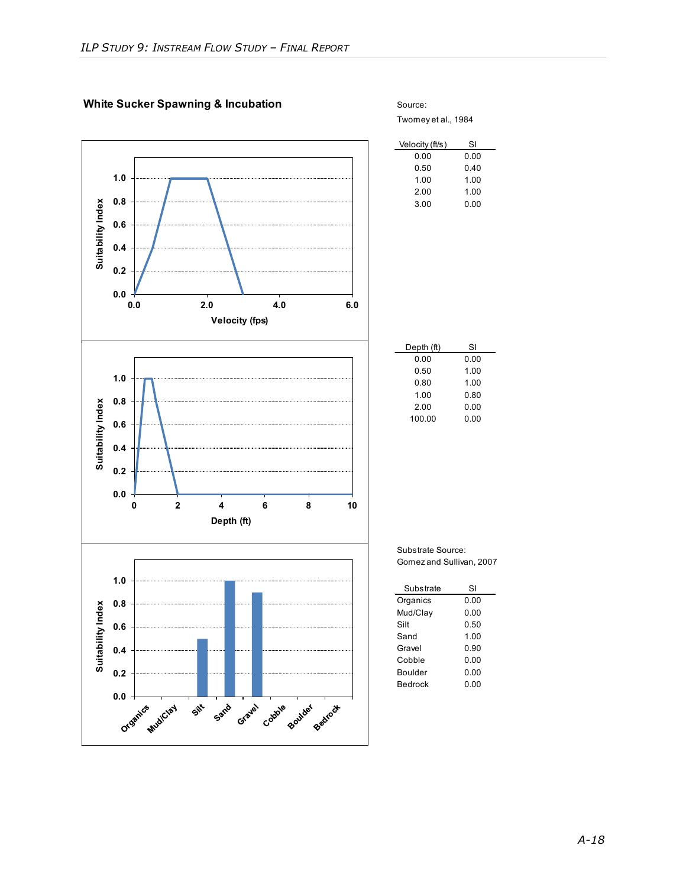## White Sucker Spawning & Incubation

Source:

Twomey et al., 1984

| Velocity (ft/s) | SI |
|---|---|
| 0.00 | 0.00 |
| 0.50 | 0.40 |
| 1.00 | 1.00 |
| 2.00 | 1.00 |
| 3.00 | 0.00 |

| Depth (ft) | SI |
|---|---|
| 0.00 | 0.00 |
| 0.50 | 1.00 |
| 0.80 | 1.00 |
| 1.00 | 0.80 |
| 2.00 | 0.00 |
| 100.00 | 0.00 |

Substrate Source:
Gomez and Sullivan, 2007

| Substrate | SI |
|---|---|
| Organics | 0.00 |
| Mud/Clay | 0.00 |
| Silt | 0.50 |
| Sand | 1.00 |
| Gravel | 0.90 |
| Cobble | 0.00 |
| Boulder | 0.00 |
| Bedrock | 0.00 |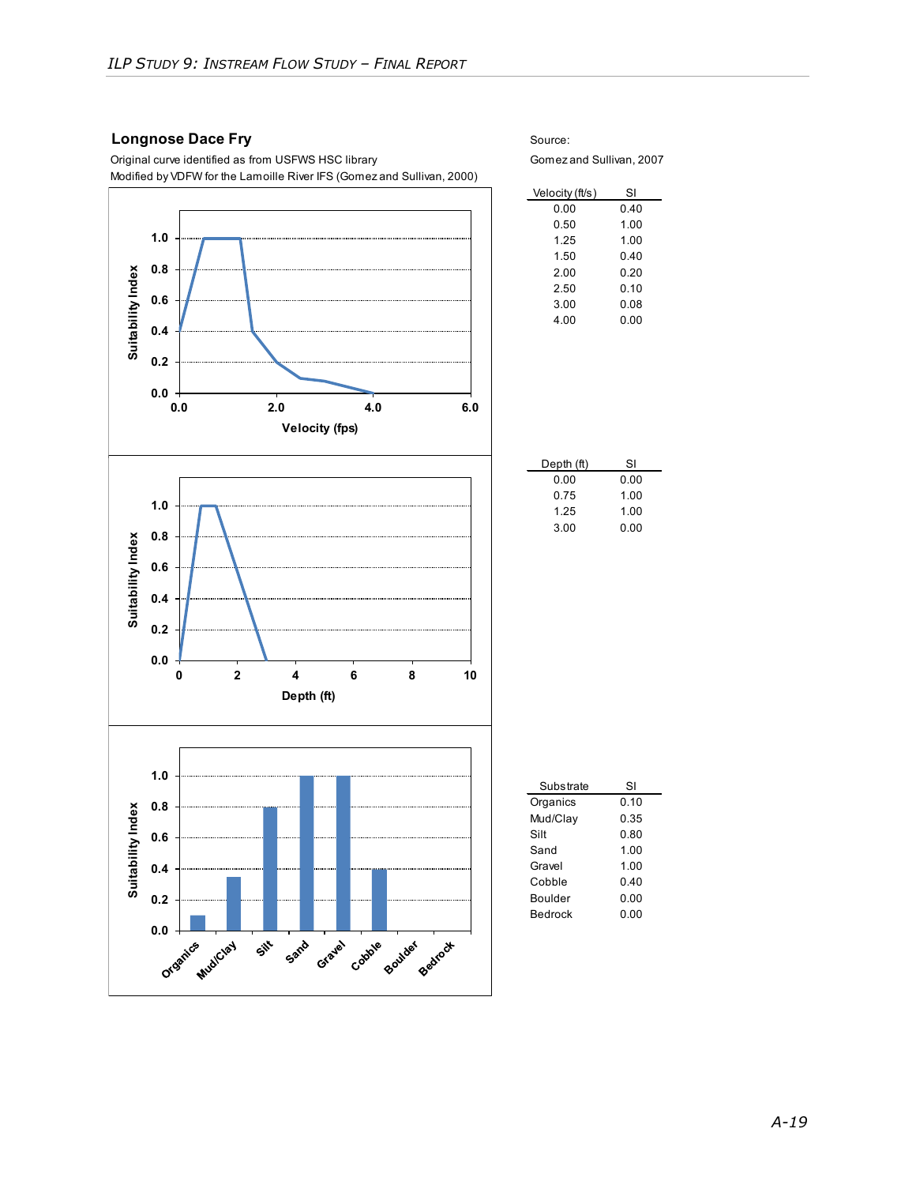## Longnose Dace Fry

Original curve identified as from USFWS HSC library

Modified by VDFW for the Lamoille River IFS (Gomez and Sullivan, 2000)

Source:

Gomez and Sullivan, 2007

| Velocity (ft/s) | SI |
|---|---|
| 0.00 | 0.40 |
| 0.50 | 1.00 |
| 1.25 | 1.00 |
| 1.50 | 0.40 |
| 2.00 | 0.20 |
| 2.50 | 0.10 |
| 3.00 | 0.08 |
| 4.00 | 0.00 |

| Depth (ft) | SI |
|---|---|
| 0.00 | 0.00 |
| 0.75 | 1.00 |
| 1.25 | 1.00 |
| 3.00 | 0.00 |

| Substrate | SI |
|---|---|
| Organics | 0.10 |
| Mud/Clay | 0.35 |
| Silt | 0.80 |
| Sand | 1.00 |
| Gravel | 1.00 |
| Cobble | 0.40 |
| Boulder | 0.00 |
| Bedrock | 0.00 |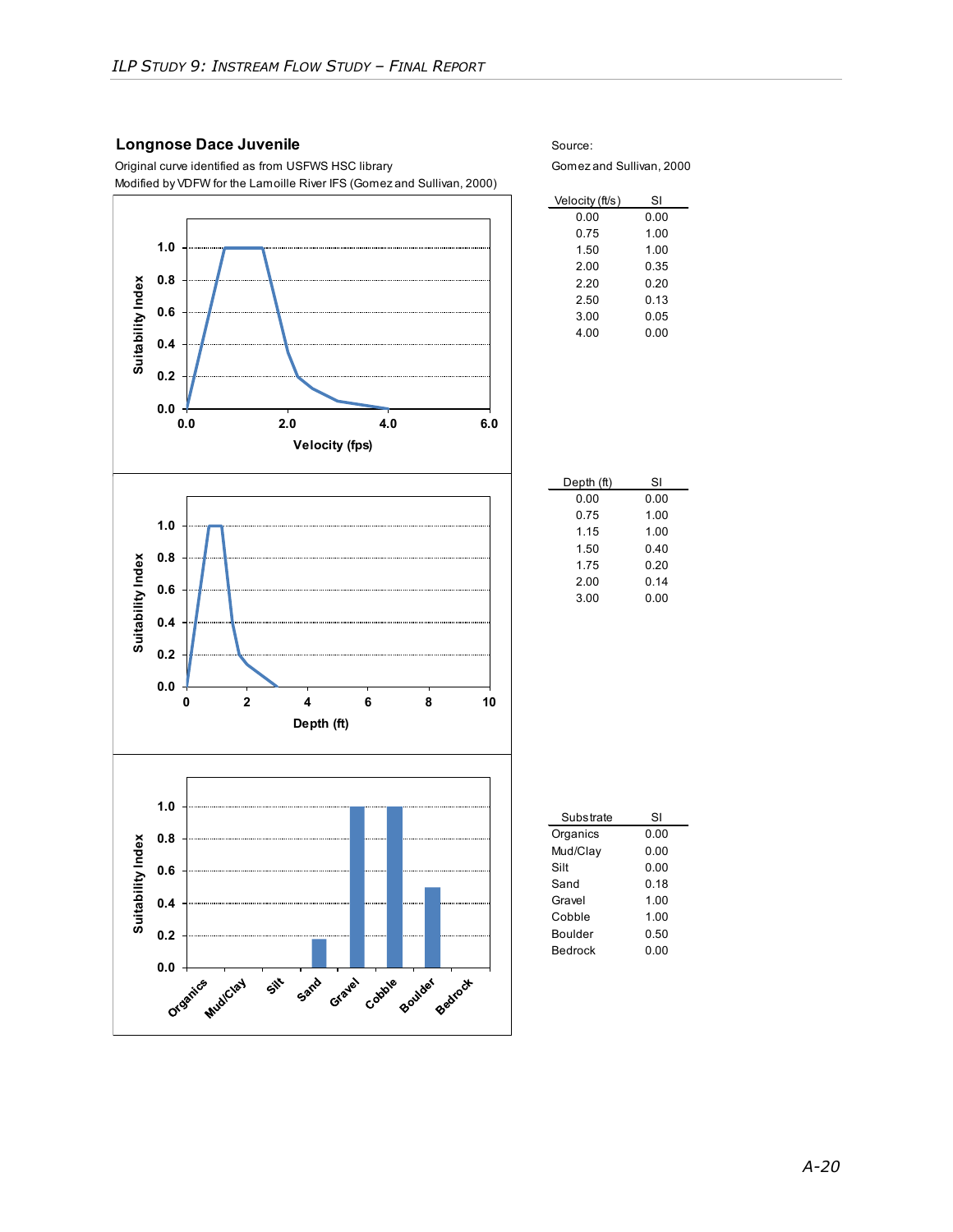## Longnose Dace Juvenile

Original curve identified as from USFWS HSC library
Modified by VDFW for the Lamoille River IFS (Gomez and Sullivan, 2000)

Source:
Gomez and Sullivan, 2000

| Velocity (ft/s) | SI |
|---|---|
| 0.00 | 0.00 |
| 0.75 | 1.00 |
| 1.50 | 1.00 |
| 2.00 | 0.35 |
| 2.20 | 0.20 |
| 2.50 | 0.13 |
| 3.00 | 0.05 |
| 4.00 | 0.00 |

| Depth (ft) | SI |
|---|---|
| 0.00 | 0.00 |
| 0.75 | 1.00 |
| 1.15 | 1.00 |
| 1.50 | 0.40 |
| 1.75 | 0.20 |
| 2.00 | 0.14 |
| 3.00 | 0.00 |

| Substrate | SI |
|---|---|
| Organics | 0.00 |
| Mud/Clay | 0.00 |
| Silt | 0.00 |
| Sand | 0.18 |
| Gravel | 1.00 |
| Cobble | 1.00 |
| Boulder | 0.50 |
| Bedrock | 0.00 |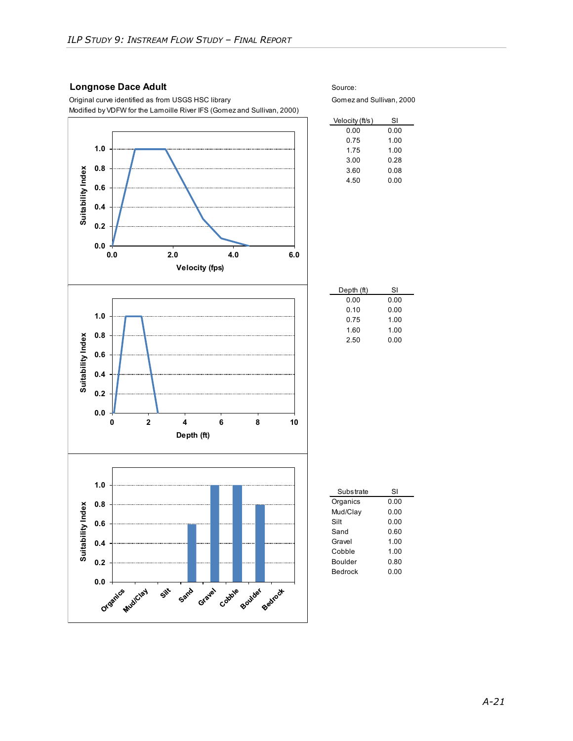### Longnose Dace Adult

Original curve identified as from USGS HSC library
Modified by VDFW for the Lamoille River IFS (Gomez and Sullivan, 2000)

Source:
Gomez and Sullivan, 2000

| Velocity (ft/s) | SI |
|---|---|
| 0.00 | 0.00 |
| 0.75 | 1.00 |
| 1.75 | 1.00 |
| 3.00 | 0.28 |
| 3.60 | 0.08 |
| 4.50 | 0.00 |

| Depth (ft) | SI |
|---|---|
| 0.00 | 0.00 |
| 0.10 | 0.00 |
| 0.75 | 1.00 |
| 1.60 | 1.00 |
| 2.50 | 0.00 |

| Substrate | SI |
|---|---|
| Organics | 0.00 |
| Mud/Clay | 0.00 |
| Silt | 0.00 |
| Sand | 0.60 |
| Gravel | 1.00 |
| Cobble | 1.00 |
| Boulder | 0.80 |
| Bedrock | 0.00 |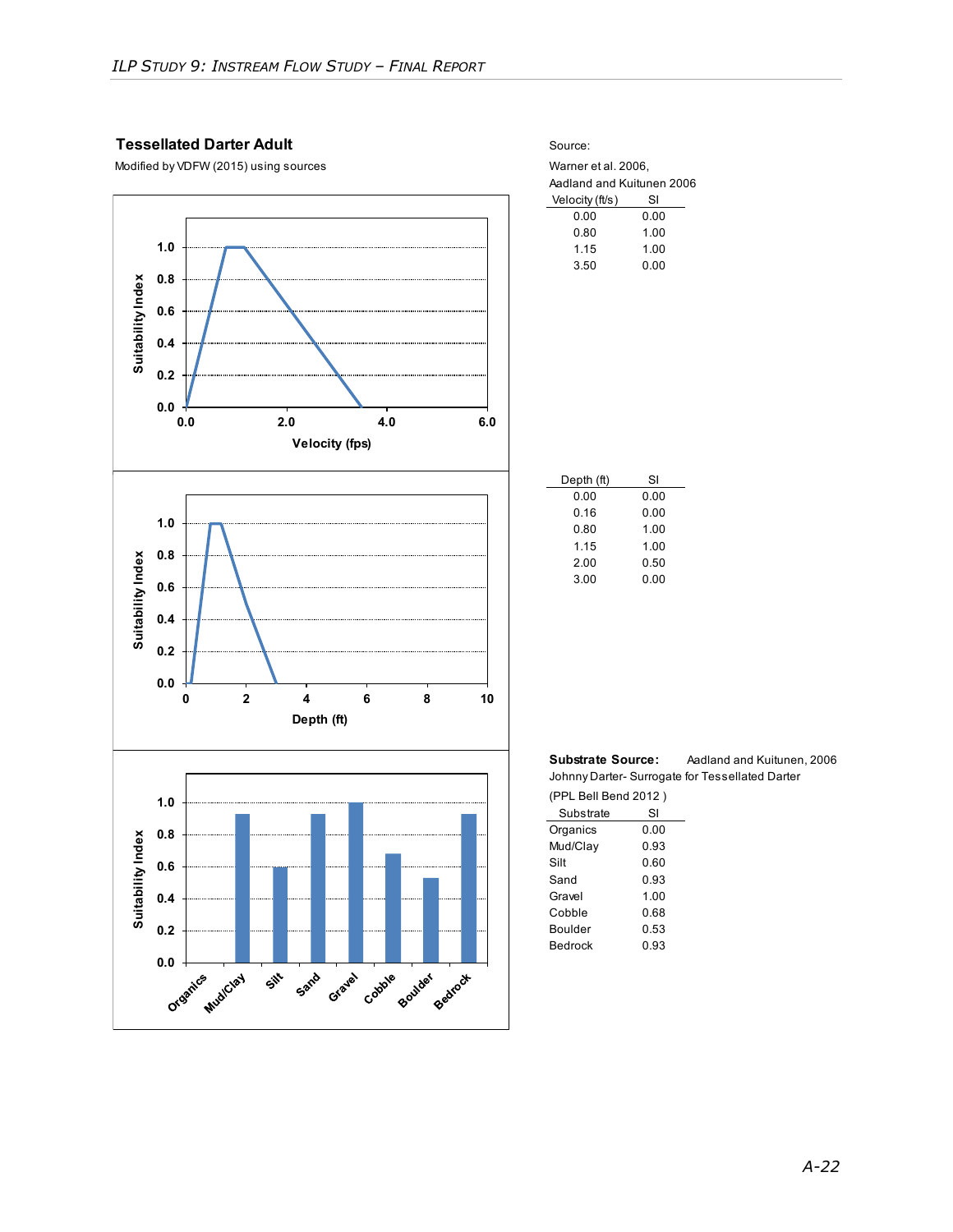## Tessellated Darter Adult

Modified by VDFW (2015) using sources

Source:

Warner et al. 2006,

Aadland and Kuitunen 2006

| Velocity (ft/s) | SI |
|---|---|
| 0.00 | 0.00 |
| 0.80 | 1.00 |
| 1.15 | 1.00 |
| 3.50 | 0.00 |

| Depth (ft) | SI |
|---|---|
| 0.00 | 0.00 |
| 0.16 | 0.00 |
| 0.80 | 1.00 |
| 1.15 | 1.00 |
| 2.00 | 0.50 |
| 3.00 | 0.00 |

**Substrate Source:** Aadland and Kuitunen, 2006

Johnny Darter- Surrogate for Tessellated Darter

(PPL Bell Bend 2012 )

| Substrate | SI |
|---|---|
| Organics | 0.00 |
| Mud/Clay | 0.93 |
| Silt | 0.60 |
| Sand | 0.93 |
| Gravel | 1.00 |
| Cobble | 0.68 |
| Boulder | 0.53 |
| Bedrock | 0.93 |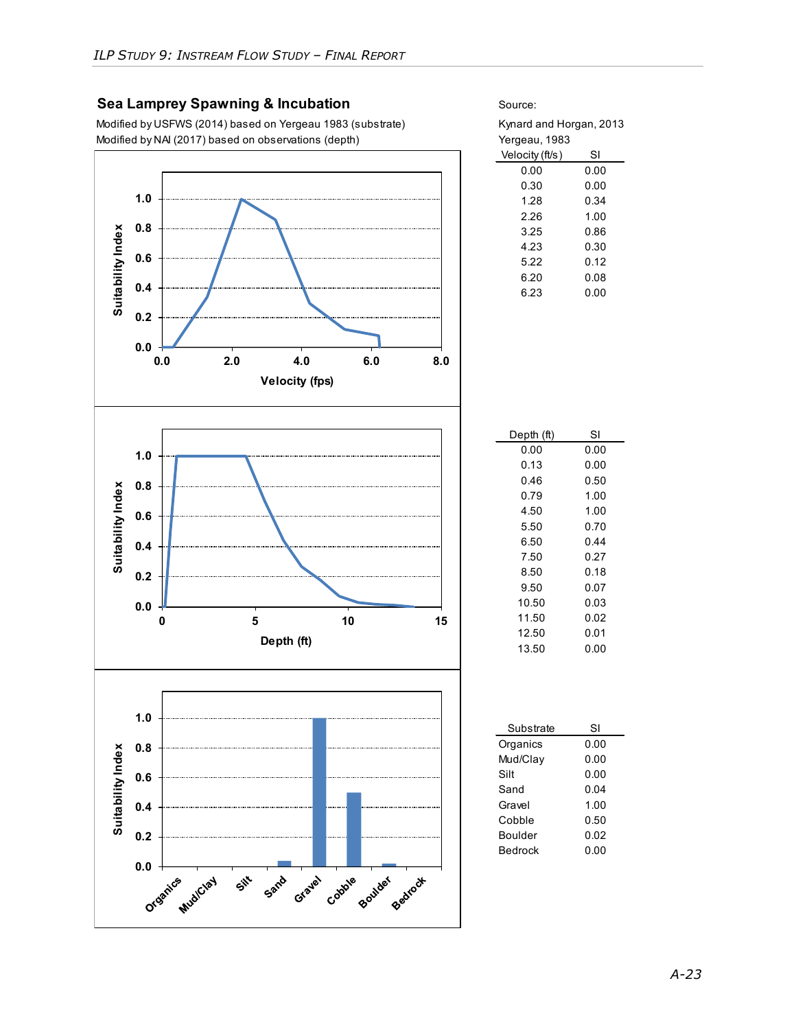## Sea Lamprey Spawning & Incubation

Modified by USFWS (2014) based on Yergeau 1983 (substrate)
Modified by NAI (2017) based on observations (depth)

Source:

Kynard and Horgan, 2013
Yergeau, 1983

| Velocity (ft/s) | SI |
|---|---|
| 0.00 | 0.00 |
| 0.30 | 0.00 |
| 1.28 | 0.34 |
| 2.26 | 1.00 |
| 3.25 | 0.86 |
| 4.23 | 0.30 |
| 5.22 | 0.12 |
| 6.20 | 0.08 |
| 6.23 | 0.00 |

| Depth (ft) | SI |
|---|---|
| 0.00 | 0.00 |
| 0.13 | 0.00 |
| 0.46 | 0.50 |
| 0.79 | 1.00 |
| 4.50 | 1.00 |
| 5.50 | 0.70 |
| 6.50 | 0.44 |
| 7.50 | 0.27 |
| 8.50 | 0.18 |
| 9.50 | 0.07 |
| 10.50 | 0.03 |
| 11.50 | 0.02 |
| 12.50 | 0.01 |
| 13.50 | 0.00 |

| Substrate | SI |
|---|---|
| Organics | 0.00 |
| Mud/Clay | 0.00 |
| Silt | 0.00 |
| Sand | 0.04 |
| Gravel | 1.00 |
| Cobble | 0.50 |
| Boulder | 0.02 |
| Bedrock | 0.00 |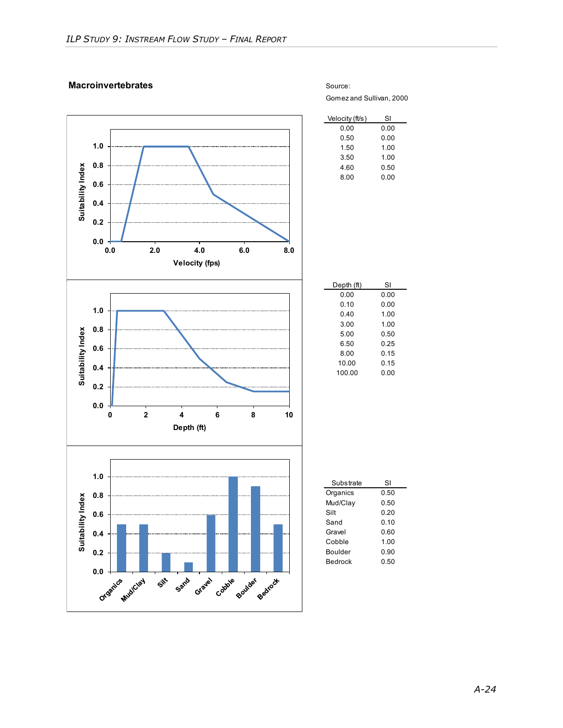## Macroinvertebrates

Source:

Gomez and Sullivan, 2000

| Velocity (ft/s) | SI |
|---|---|
| 0.00 | 0.00 |
| 0.50 | 0.00 |
| 1.50 | 1.00 |
| 3.50 | 1.00 |
| 4.60 | 0.50 |
| 8.00 | 0.00 |

| Depth (ft) | SI |
|---|---|
| 0.00 | 0.00 |
| 0.10 | 0.00 |
| 0.40 | 1.00 |
| 3.00 | 1.00 |
| 5.00 | 0.50 |
| 6.50 | 0.25 |
| 8.00 | 0.15 |
| 10.00 | 0.15 |
| 100.00 | 0.00 |

| Substrate | SI |
|---|---|
| Organics | 0.50 |
| Mud/Clay | 0.50 |
| Silt | 0.20 |
| Sand | 0.10 |
| Gravel | 0.60 |
| Cobble | 1.00 |
| Boulder | 0.90 |
| Bedrock | 0.50 |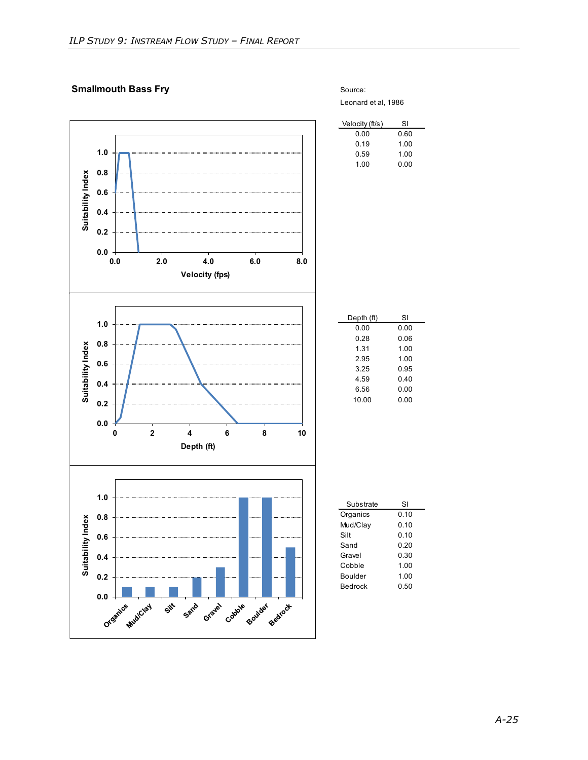## Smallmouth Bass Fry

Source:

Leonard et al, 1986

| Velocity (ft/s) | SI |
|---|---|
| 0.00 | 0.60 |
| 0.19 | 1.00 |
| 0.59 | 1.00 |
| 1.00 | 0.00 |

| Depth (ft) | SI |
|---|---|
| 0.00 | 0.00 |
| 0.28 | 0.06 |
| 1.31 | 1.00 |
| 2.95 | 1.00 |
| 3.25 | 0.95 |
| 4.59 | 0.40 |
| 6.56 | 0.00 |
| 10.00 | 0.00 |

| Substrate | SI |
|---|---|
| Organics | 0.10 |
| Mud/Clay | 0.10 |
| Silt | 0.10 |
| Sand | 0.20 |
| Gravel | 0.30 |
| Cobble | 1.00 |
| Boulder | 1.00 |
| Bedrock | 0.50 |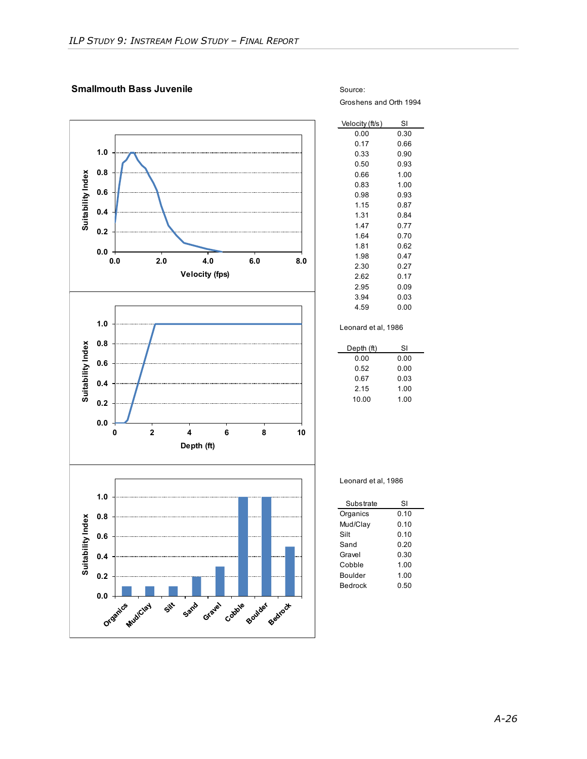## Smallmouth Bass Juvenile

Source:

Groshens and Orth 1994

| Velocity (ft/s) | SI |
|---|---|
| 0.00 | 0.30 |
| 0.17 | 0.66 |
| 0.33 | 0.90 |
| 0.50 | 0.93 |
| 0.66 | 1.00 |
| 0.83 | 1.00 |
| 0.98 | 0.93 |
| 1.15 | 0.87 |
| 1.31 | 0.84 |
| 1.47 | 0.77 |
| 1.64 | 0.70 |
| 1.81 | 0.62 |
| 1.98 | 0.47 |
| 2.30 | 0.27 |
| 2.62 | 0.17 |
| 2.95 | 0.09 |
| 3.94 | 0.03 |
| 4.59 | 0.00 |

Leonard et al, 1986

| Depth (ft) | SI |
|---|---|
| 0.00 | 0.00 |
| 0.52 | 0.00 |
| 0.67 | 0.03 |
| 2.15 | 1.00 |
| 10.00 | 1.00 |

Leonard et al, 1986

| Substrate | SI |
|---|---|
| Organics | 0.10 |
| Mud/Clay | 0.10 |
| Silt | 0.10 |
| Sand | 0.20 |
| Gravel | 0.30 |
| Cobble | 1.00 |
| Boulder | 1.00 |
| Bedrock | 0.50 |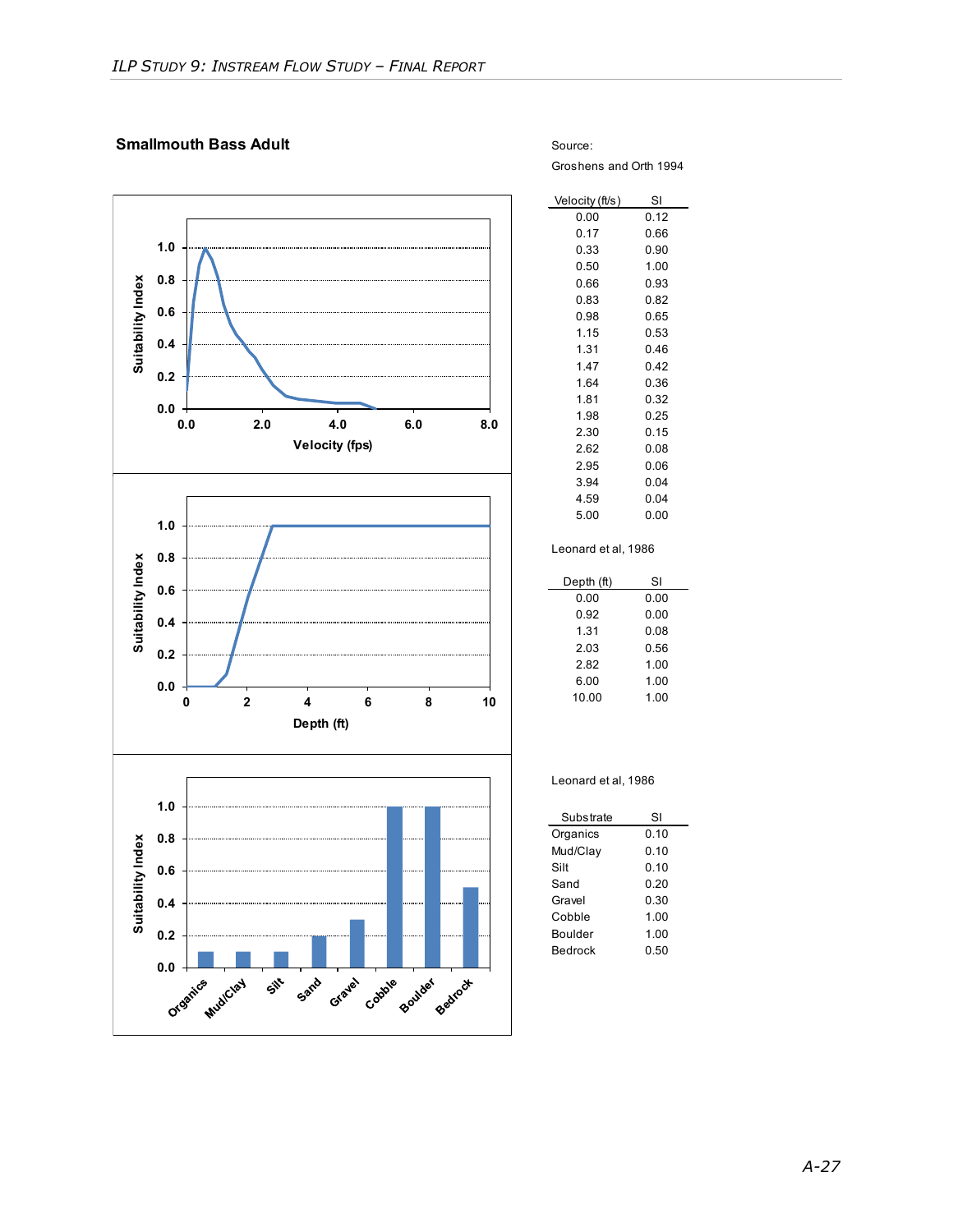## Smallmouth Bass Adult

Source:

Groshens and Orth 1994

| Velocity (ft/s) | SI |
|---|---|
| 0.00 | 0.12 |
| 0.17 | 0.66 |
| 0.33 | 0.90 |
| 0.50 | 1.00 |
| 0.66 | 0.93 |
| 0.83 | 0.82 |
| 0.98 | 0.65 |
| 1.15 | 0.53 |
| 1.31 | 0.46 |
| 1.47 | 0.42 |
| 1.64 | 0.36 |
| 1.81 | 0.32 |
| 1.98 | 0.25 |
| 2.30 | 0.15 |
| 2.62 | 0.08 |
| 2.95 | 0.06 |
| 3.94 | 0.04 |
| 4.59 | 0.04 |
| 5.00 | 0.00 |

Leonard et al, 1986

| Depth (ft) | SI |
|---|---|
| 0.00 | 0.00 |
| 0.92 | 0.00 |
| 1.31 | 0.08 |
| 2.03 | 0.56 |
| 2.82 | 1.00 |
| 6.00 | 1.00 |
| 10.00 | 1.00 |

Leonard et al, 1986

| Substrate | SI |
|---|---|
| Organics | 0.10 |
| Mud/Clay | 0.10 |
| Silt | 0.10 |
| Sand | 0.20 |
| Gravel | 0.30 |
| Cobble | 1.00 |
| Boulder | 1.00 |
| Bedrock | 0.50 |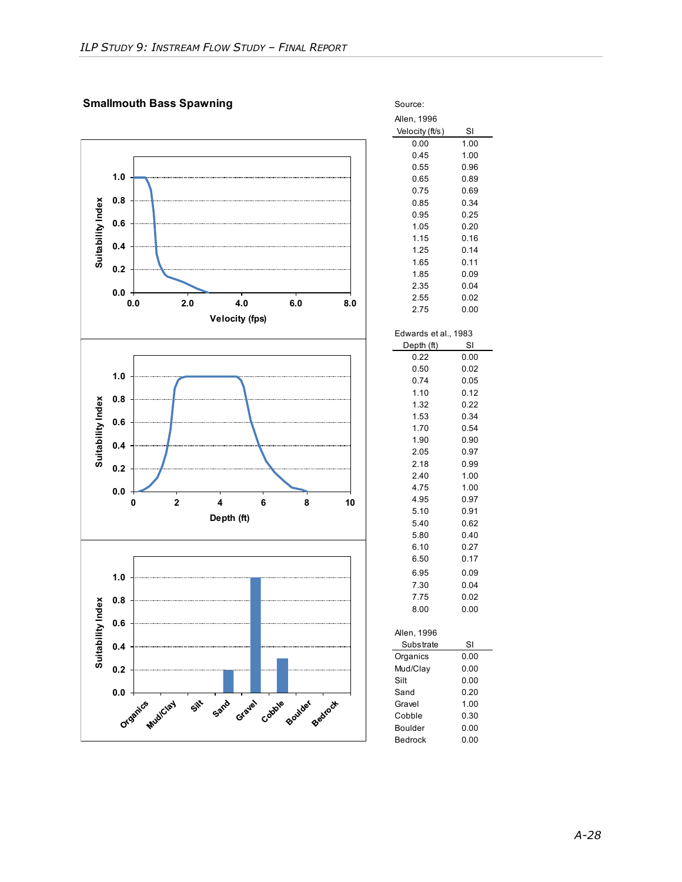## Smallmouth Bass Spawning

Source:

Allen, 1996

| Velocity (ft/s) | SI |
|---|---|
| 0.00 | 1.00 |
| 0.45 | 1.00 |
| 0.55 | 0.96 |
| 0.65 | 0.89 |
| 0.75 | 0.69 |
| 0.85 | 0.34 |
| 0.95 | 0.25 |
| 1.05 | 0.20 |
| 1.15 | 0.16 |
| 1.25 | 0.14 |
| 1.65 | 0.11 |
| 1.85 | 0.09 |
| 2.35 | 0.04 |
| 2.55 | 0.02 |
| 2.75 | 0.00 |

Edwards et al., 1983

| Depth (ft) | SI |
|---|---|
| 0.22 | 0.00 |
| 0.50 | 0.02 |
| 0.74 | 0.05 |
| 1.10 | 0.12 |
| 1.32 | 0.22 |
| 1.53 | 0.34 |
| 1.70 | 0.54 |
| 1.90 | 0.90 |
| 2.05 | 0.97 |
| 2.18 | 0.99 |
| 2.40 | 1.00 |
| 4.75 | 1.00 |
| 4.95 | 0.97 |
| 5.10 | 0.91 |
| 5.40 | 0.62 |
| 5.80 | 0.40 |
| 6.10 | 0.27 |
| 6.50 | 0.17 |
| 6.95 | 0.09 |
| 7.30 | 0.04 |
| 7.75 | 0.02 |
| 8.00 | 0.00 |

Allen, 1996

| Substrate | SI |
|---|---|
| Organics | 0.00 |
| Mud/Clay | 0.00 |
| Silt | 0.00 |
| Sand | 0.20 |
| Gravel | 1.00 |
| Cobble | 0.30 |
| Boulder | 0.00 |
| Bedrock | 0.00 |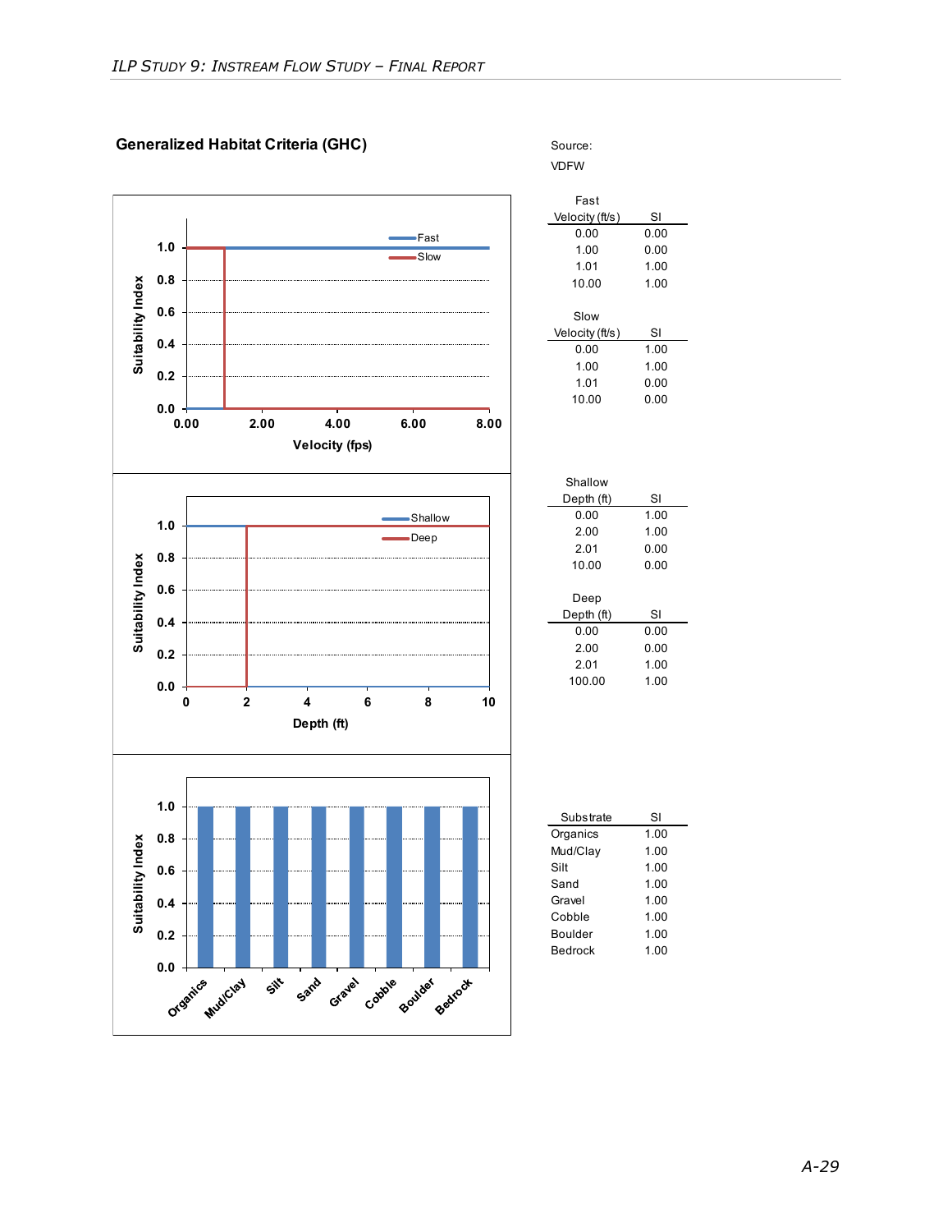## Generalized Habitat Criteria (GHC)

Source:

VDFW

Fast

| Velocity (ft/s) | SI |
|---|---|
| 0.00 | 0.00 |
| 1.00 | 0.00 |
| 1.01 | 1.00 |
| 10.00 | 1.00 |

Slow

| Velocity (ft/s) | SI |
|---|---|
| 0.00 | 1.00 |
| 1.00 | 1.00 |
| 1.01 | 0.00 |
| 10.00 | 0.00 |

Shallow

| Depth (ft) | SI |
|---|---|
| 0.00 | 1.00 |
| 2.00 | 1.00 |
| 2.01 | 0.00 |
| 10.00 | 0.00 |

Deep

| Depth (ft) | SI |
|---|---|
| 0.00 | 0.00 |
| 2.00 | 0.00 |
| 2.01 | 1.00 |
| 100.00 | 1.00 |

| Substrate | SI |
|---|---|
| Organics | 1.00 |
| Mud/Clay | 1.00 |
| Silt | 1.00 |
| Sand | 1.00 |
| Gravel | 1.00 |
| Cobble | 1.00 |
| Boulder | 1.00 |
| Bedrock | 1.00 |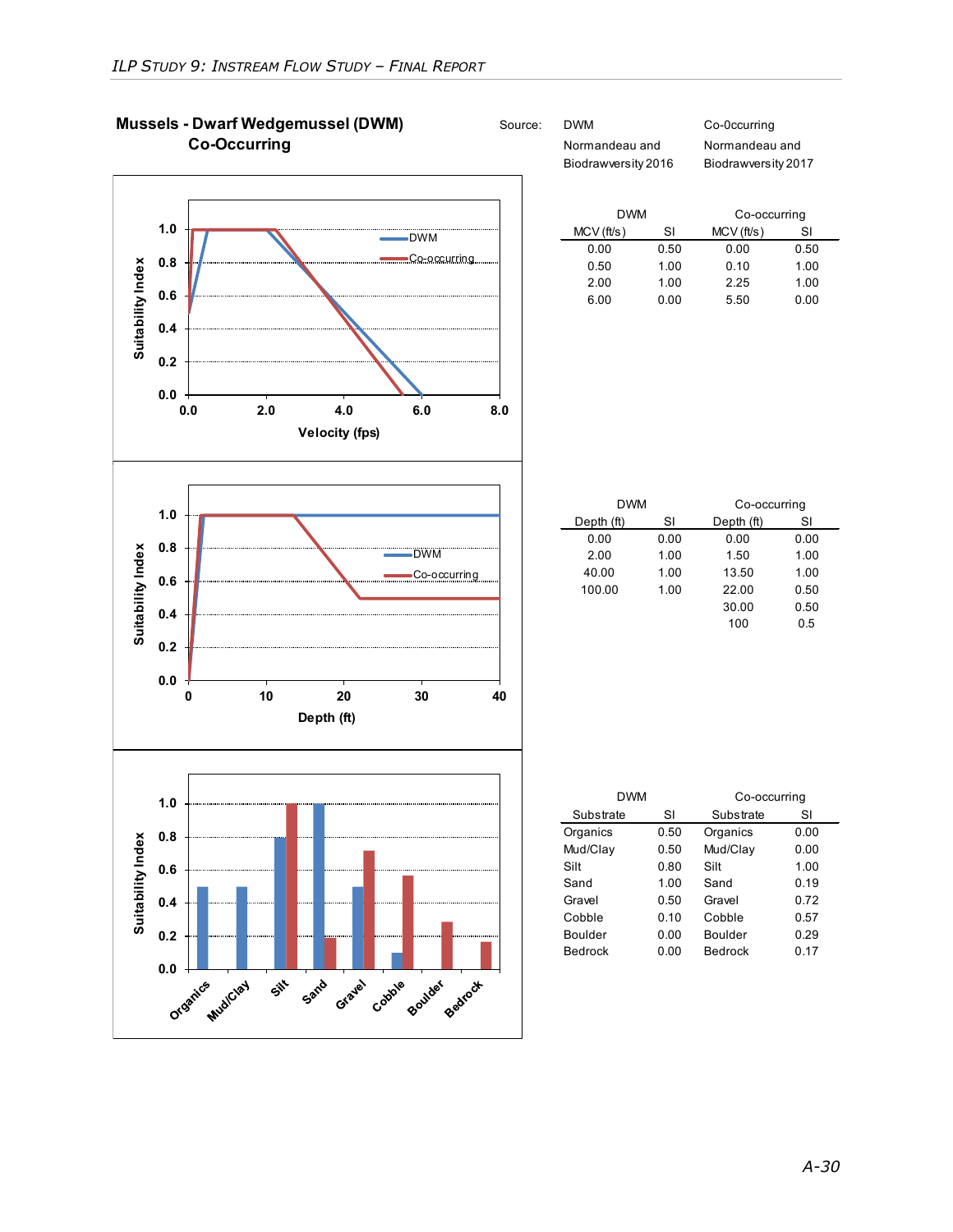## Mussels - Dwarf Wedgemussel (DWM) Co-Occurring

Source: DWM — Normandeau and Biodrawversity 2016; Co-0ccurring — Normandeau and Biodrawversity 2017

| DWM | | Co-occurring | |
|---|---|---|---|
| MCV (ft/s) | SI | MCV (ft/s) | SI |
| 0.00 | 0.50 | 0.00 | 0.50 |
| 0.50 | 1.00 | 0.10 | 1.00 |
| 2.00 | 1.00 | 2.25 | 1.00 |
| 6.00 | 0.00 | 5.50 | 0.00 |

| DWM | | Co-occurring | |
|---|---|---|---|
| Depth (ft) | SI | Depth (ft) | SI |
| 0.00 | 0.00 | 0.00 | 0.00 |
| 2.00 | 1.00 | 1.50 | 1.00 |
| 40.00 | 1.00 | 13.50 | 1.00 |
| 100.00 | 1.00 | 22.00 | 0.50 |
| | | 30.00 | 0.50 |
| | | 100 | 0.5 |

| DWM | | Co-occurring | |
|---|---|---|---|
| Substrate | SI | Substrate | SI |
| Organics | 0.50 | Organics | 0.00 |
| Mud/Clay | 0.50 | Mud/Clay | 0.00 |
| Silt | 0.80 | Silt | 1.00 |
| Sand | 1.00 | Sand | 0.19 |
| Gravel | 0.50 | Gravel | 0.72 |
| Cobble | 0.10 | Cobble | 0.57 |
| Boulder | 0.00 | Boulder | 0.29 |
| Bedrock | 0.00 | Bedrock | 0.17 |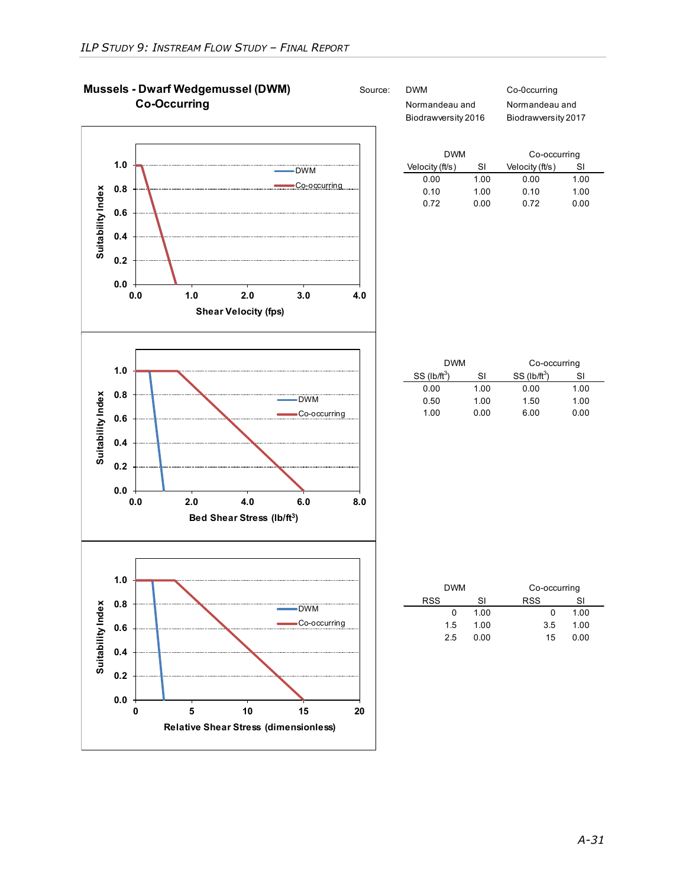## Mussels - Dwarf Wedgemussel (DWM) Co-Occurring

Source:

| DWM | Co-0ccurring |
|---|---|
| Normandeau and Biodrawversity 2016 | Normandeau and Biodrawversity 2017 |

| DWM | | Co-occurring | |
|---|---|---|---|
| Velocity (ft/s) | SI | Velocity (ft/s) | SI |
| 0.00 | 1.00 | 0.00 | 1.00 |
| 0.10 | 1.00 | 0.10 | 1.00 |
| 0.72 | 0.00 | 0.72 | 0.00 |

| DWM | | Co-occurring | |
|---|---|---|---|
| SS (lb/ft$^3$) | SI | SS (lb/ft$^3$) | SI |
| 0.00 | 1.00 | 0.00 | 1.00 |
| 0.50 | 1.00 | 1.50 | 1.00 |
| 1.00 | 0.00 | 6.00 | 0.00 |

| DWM | | Co-occurring | |
|---|---|---|---|
| RSS | SI | RSS | SI |
| 0 | 1.00 | 0 | 1.00 |
| 1.5 | 1.00 | 3.5 | 1.00 |
| 2.5 | 0.00 | 15 | 0.00 |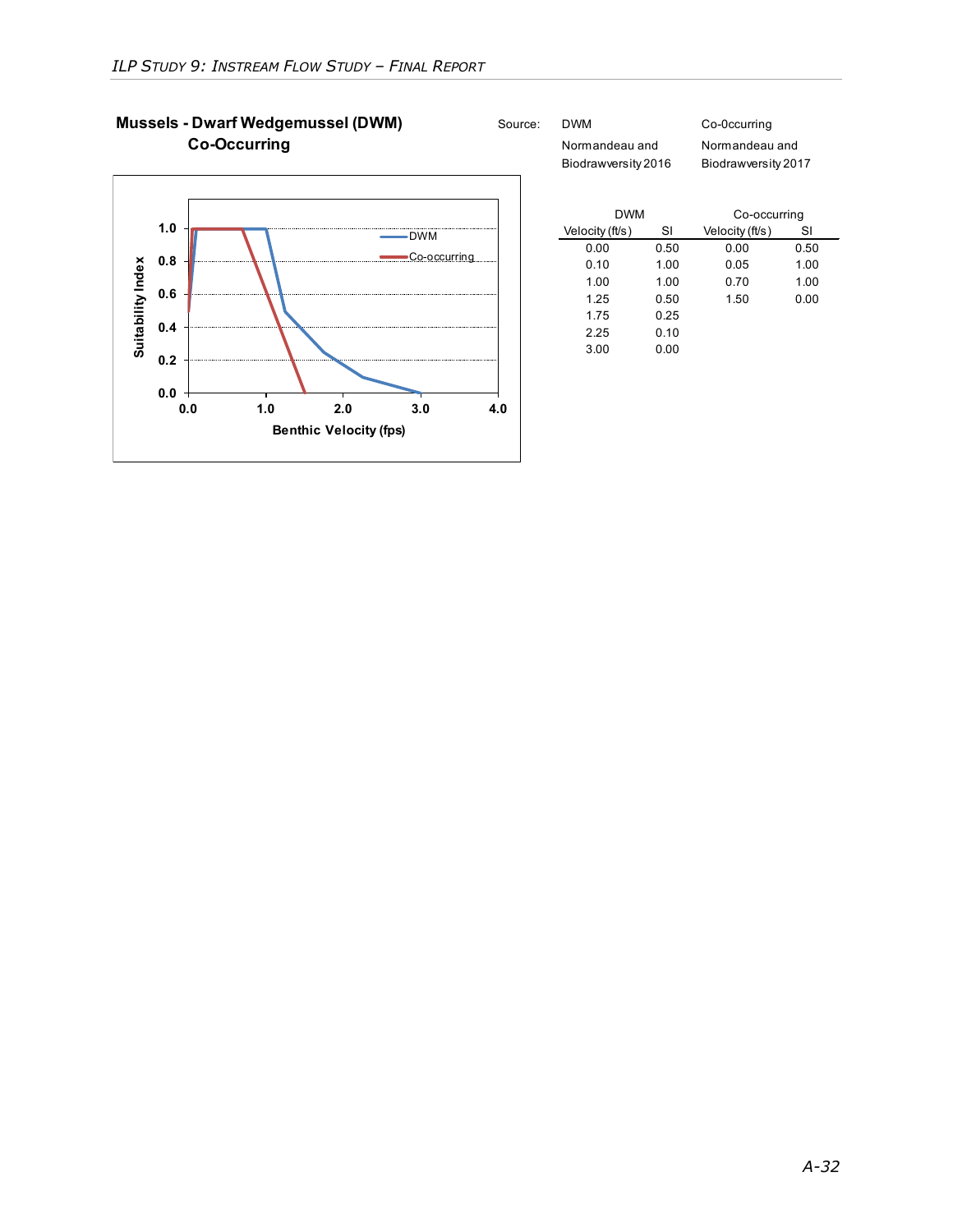## Mussels - Dwarf Wedgemussel (DWM) Co-Occurring

Source:

| DWM | Co-0ccurring |
|---|---|
| Normandeau and Biodrawversity 2016 | Normandeau and Biodrawversity 2017 |

| DWM | | Co-occurring | |
|---|---|---|---|
| Velocity (ft/s) | SI | Velocity (ft/s) | SI |
| 0.00 | 0.50 | 0.00 | 0.50 |
| 0.10 | 1.00 | 0.05 | 1.00 |
| 1.00 | 1.00 | 0.70 | 1.00 |
| 1.25 | 0.50 | 1.50 | 0.00 |
| 1.75 | 0.25 | | |
| 2.25 | 0.10 | | |
| 3.00 | 0.00 | | |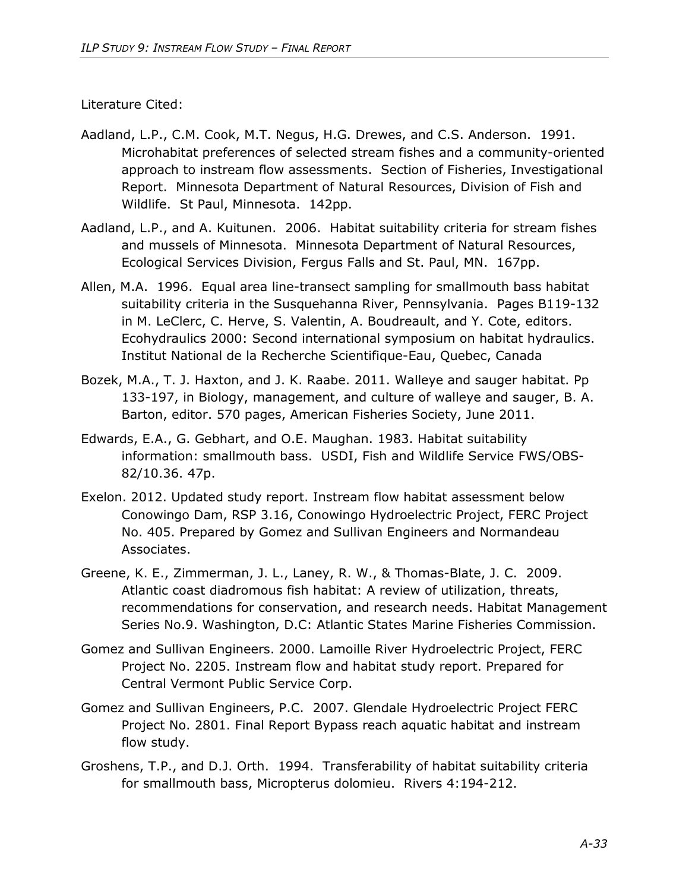Literature Cited:

Aadland, L.P., C.M. Cook, M.T. Negus, H.G. Drewes, and C.S. Anderson. 1991. Microhabitat preferences of selected stream fishes and a community-oriented approach to instream flow assessments. Section of Fisheries, Investigational Report. Minnesota Department of Natural Resources, Division of Fish and Wildlife. St Paul, Minnesota. 142pp.

Aadland, L.P., and A. Kuitunen. 2006. Habitat suitability criteria for stream fishes and mussels of Minnesota. Minnesota Department of Natural Resources, Ecological Services Division, Fergus Falls and St. Paul, MN. 167pp.

Allen, M.A. 1996. Equal area line-transect sampling for smallmouth bass habitat suitability criteria in the Susquehanna River, Pennsylvania. Pages B119-132 in M. LeClerc, C. Herve, S. Valentin, A. Boudreault, and Y. Cote, editors. Ecohydraulics 2000: Second international symposium on habitat hydraulics. Institut National de la Recherche Scientifique-Eau, Quebec, Canada

Bozek, M.A., T. J. Haxton, and J. K. Raabe. 2011. Walleye and sauger habitat. Pp 133-197, in Biology, management, and culture of walleye and sauger, B. A. Barton, editor. 570 pages, American Fisheries Society, June 2011.

Edwards, E.A., G. Gebhart, and O.E. Maughan. 1983. Habitat suitability information: smallmouth bass. USDI, Fish and Wildlife Service FWS/OBS-82/10.36. 47p.

Exelon. 2012. Updated study report. Instream flow habitat assessment below Conowingo Dam, RSP 3.16, Conowingo Hydroelectric Project, FERC Project No. 405. Prepared by Gomez and Sullivan Engineers and Normandeau Associates.

Greene, K. E., Zimmerman, J. L., Laney, R. W., & Thomas-Blate, J. C. 2009. Atlantic coast diadromous fish habitat: A review of utilization, threats, recommendations for conservation, and research needs. Habitat Management Series No.9. Washington, D.C: Atlantic States Marine Fisheries Commission.

Gomez and Sullivan Engineers. 2000. Lamoille River Hydroelectric Project, FERC Project No. 2205. Instream flow and habitat study report. Prepared for Central Vermont Public Service Corp.

Gomez and Sullivan Engineers, P.C. 2007. Glendale Hydroelectric Project FERC Project No. 2801. Final Report Bypass reach aquatic habitat and instream flow study.

Groshens, T.P., and D.J. Orth. 1994. Transferability of habitat suitability criteria for smallmouth bass, Micropterus dolomieu. Rivers 4:194-212.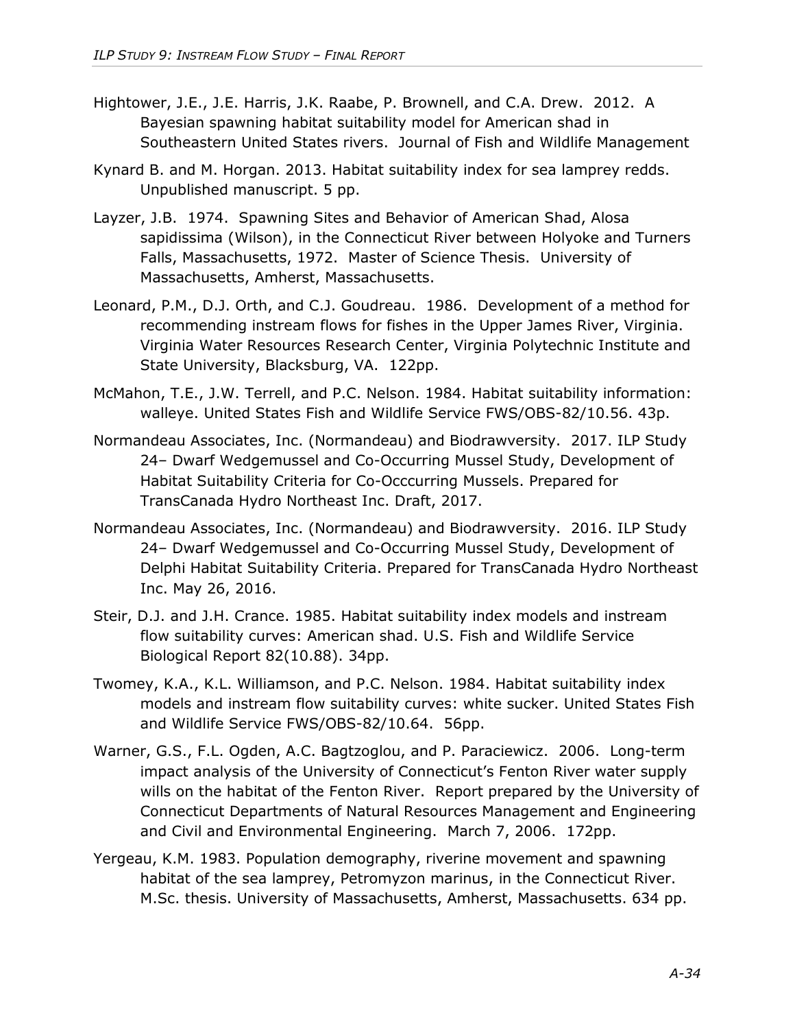Hightower, J.E., J.E. Harris, J.K. Raabe, P. Brownell, and C.A. Drew. 2012. A Bayesian spawning habitat suitability model for American shad in Southeastern United States rivers. Journal of Fish and Wildlife Management

Kynard B. and M. Horgan. 2013. Habitat suitability index for sea lamprey redds. Unpublished manuscript. 5 pp.

Layzer, J.B. 1974. Spawning Sites and Behavior of American Shad, Alosa sapidissima (Wilson), in the Connecticut River between Holyoke and Turners Falls, Massachusetts, 1972. Master of Science Thesis. University of Massachusetts, Amherst, Massachusetts.

Leonard, P.M., D.J. Orth, and C.J. Goudreau. 1986. Development of a method for recommending instream flows for fishes in the Upper James River, Virginia. Virginia Water Resources Research Center, Virginia Polytechnic Institute and State University, Blacksburg, VA. 122pp.

McMahon, T.E., J.W. Terrell, and P.C. Nelson. 1984. Habitat suitability information: walleye. United States Fish and Wildlife Service FWS/OBS-82/10.56. 43p.

Normandeau Associates, Inc. (Normandeau) and Biodrawversity. 2017. ILP Study 24– Dwarf Wedgemussel and Co-Occurring Mussel Study, Development of Habitat Suitability Criteria for Co-Occcurring Mussels. Prepared for TransCanada Hydro Northeast Inc. Draft, 2017.

Normandeau Associates, Inc. (Normandeau) and Biodrawversity. 2016. ILP Study 24– Dwarf Wedgemussel and Co-Occurring Mussel Study, Development of Delphi Habitat Suitability Criteria. Prepared for TransCanada Hydro Northeast Inc. May 26, 2016.

Steir, D.J. and J.H. Crance. 1985. Habitat suitability index models and instream flow suitability curves: American shad. U.S. Fish and Wildlife Service Biological Report 82(10.88). 34pp.

Twomey, K.A., K.L. Williamson, and P.C. Nelson. 1984. Habitat suitability index models and instream flow suitability curves: white sucker. United States Fish and Wildlife Service FWS/OBS-82/10.64. 56pp.

Warner, G.S., F.L. Ogden, A.C. Bagtzoglou, and P. Paraciewicz. 2006. Long-term impact analysis of the University of Connecticut's Fenton River water supply wills on the habitat of the Fenton River. Report prepared by the University of Connecticut Departments of Natural Resources Management and Engineering and Civil and Environmental Engineering. March 7, 2006. 172pp.

Yergeau, K.M. 1983. Population demography, riverine movement and spawning habitat of the sea lamprey, Petromyzon marinus, in the Connecticut River. M.Sc. thesis. University of Massachusetts, Amherst, Massachusetts. 634 pp.